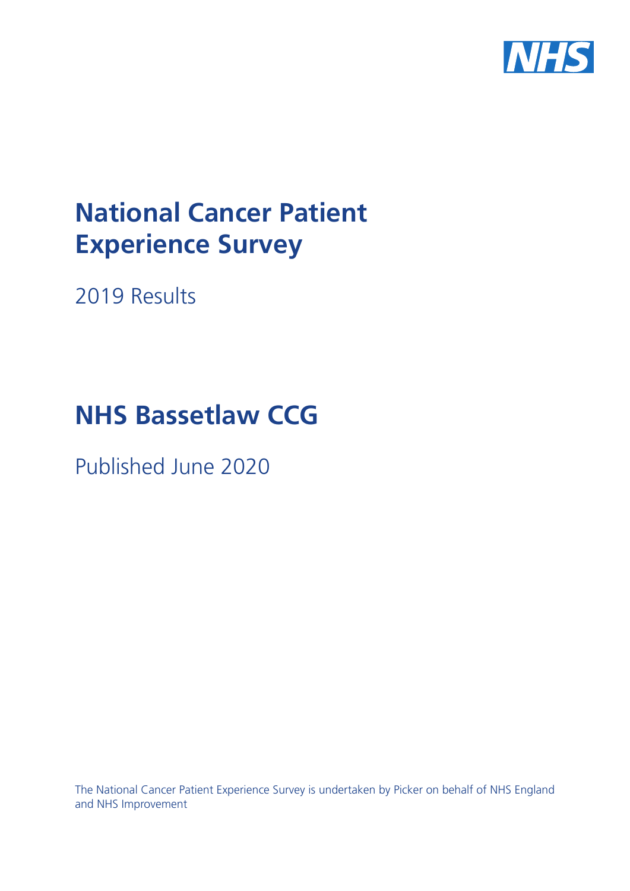# National Cancer Patient Experience Survey

2019 Results

# NHS Bassetlaw CCG

Published June 2020

The National Cancer Patient Experience Survey is undertaken by Picker on behalf of NHS England and NHS Improvement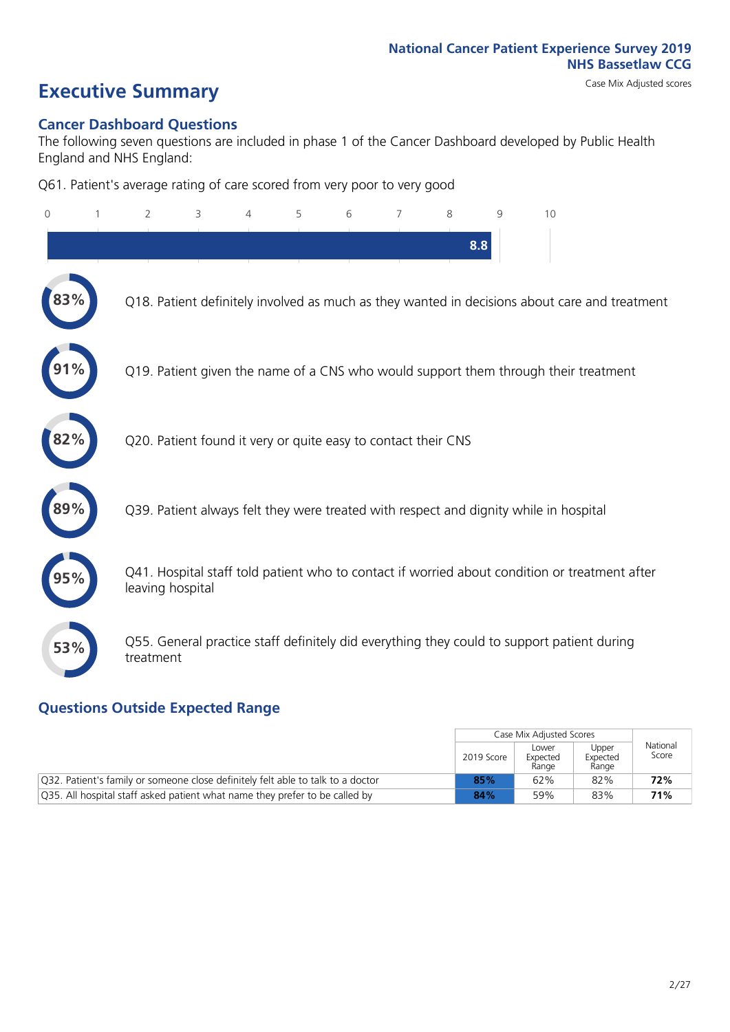National Cancer Patient Experience Survey 2019
NHS Bassetlaw CCG
Case Mix Adjusted scores

# Executive Summary

## Cancer Dashboard Questions

The following seven questions are included in phase 1 of the Cancer Dashboard developed by Public Health England and NHS England:

Q61. Patient's average rating of care scored from very poor to very good

8.8

83% Q18. Patient definitely involved as much as they wanted in decisions about care and treatment

91% Q19. Patient given the name of a CNS who would support them through their treatment

82% Q20. Patient found it very or quite easy to contact their CNS

89% Q39. Patient always felt they were treated with respect and dignity while in hospital

95% Q41. Hospital staff told patient who to contact if worried about condition or treatment after leaving hospital

53% Q55. General practice staff definitely did everything they could to support patient during treatment

## Questions Outside Expected Range

| | Case Mix Adjusted Scores | | | National Score |
|---|---|---|---|---|
| | 2019 Score | Lower Expected Range | Upper Expected Range | |
| Q32. Patient's family or someone close definitely felt able to talk to a doctor | **85%** | 62% | 82% | **72%** |
| Q35. All hospital staff asked patient what name they prefer to be called by | **84%** | 59% | 83% | **71%** |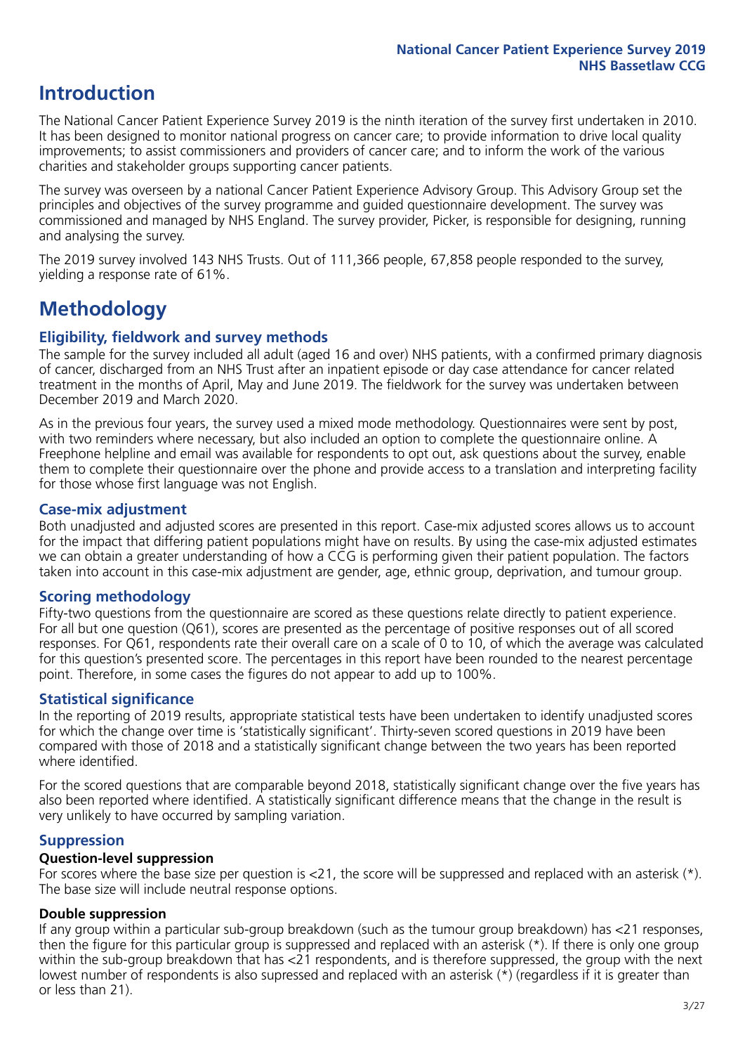# Introduction

The National Cancer Patient Experience Survey 2019 is the ninth iteration of the survey first undertaken in 2010. It has been designed to monitor national progress on cancer care; to provide information to drive local quality improvements; to assist commissioners and providers of cancer care; and to inform the work of the various charities and stakeholder groups supporting cancer patients.

The survey was overseen by a national Cancer Patient Experience Advisory Group. This Advisory Group set the principles and objectives of the survey programme and guided questionnaire development. The survey was commissioned and managed by NHS England. The survey provider, Picker, is responsible for designing, running and analysing the survey.

The 2019 survey involved 143 NHS Trusts. Out of 111,366 people, 67,858 people responded to the survey, yielding a response rate of 61%.

# Methodology

## Eligibility, fieldwork and survey methods

The sample for the survey included all adult (aged 16 and over) NHS patients, with a confirmed primary diagnosis of cancer, discharged from an NHS Trust after an inpatient episode or day case attendance for cancer related treatment in the months of April, May and June 2019. The fieldwork for the survey was undertaken between December 2019 and March 2020.

As in the previous four years, the survey used a mixed mode methodology. Questionnaires were sent by post, with two reminders where necessary, but also included an option to complete the questionnaire online. A Freephone helpline and email was available for respondents to opt out, ask questions about the survey, enable them to complete their questionnaire over the phone and provide access to a translation and interpreting facility for those whose first language was not English.

## Case-mix adjustment

Both unadjusted and adjusted scores are presented in this report. Case-mix adjusted scores allows us to account for the impact that differing patient populations might have on results. By using the case-mix adjusted estimates we can obtain a greater understanding of how a CCG is performing given their patient population. The factors taken into account in this case-mix adjustment are gender, age, ethnic group, deprivation, and tumour group.

## Scoring methodology

Fifty-two questions from the questionnaire are scored as these questions relate directly to patient experience. For all but one question (Q61), scores are presented as the percentage of positive responses out of all scored responses. For Q61, respondents rate their overall care on a scale of 0 to 10, of which the average was calculated for this question's presented score. The percentages in this report have been rounded to the nearest percentage point. Therefore, in some cases the figures do not appear to add up to 100%.

## Statistical significance

In the reporting of 2019 results, appropriate statistical tests have been undertaken to identify unadjusted scores for which the change over time is 'statistically significant'. Thirty-seven scored questions in 2019 have been compared with those of 2018 and a statistically significant change between the two years has been reported where identified.

For the scored questions that are comparable beyond 2018, statistically significant change over the five years has also been reported where identified. A statistically significant difference means that the change in the result is very unlikely to have occurred by sampling variation.

## Suppression

### Question-level suppression

For scores where the base size per question is <21, the score will be suppressed and replaced with an asterisk (*). The base size will include neutral response options.

### Double suppression

If any group within a particular sub-group breakdown (such as the tumour group breakdown) has <21 responses, then the figure for this particular group is suppressed and replaced with an asterisk (*). If there is only one group within the sub-group breakdown that has <21 respondents, and is therefore suppressed, the group with the next lowest number of respondents is also supressed and replaced with an asterisk (*) (regardless if it is greater than or less than 21).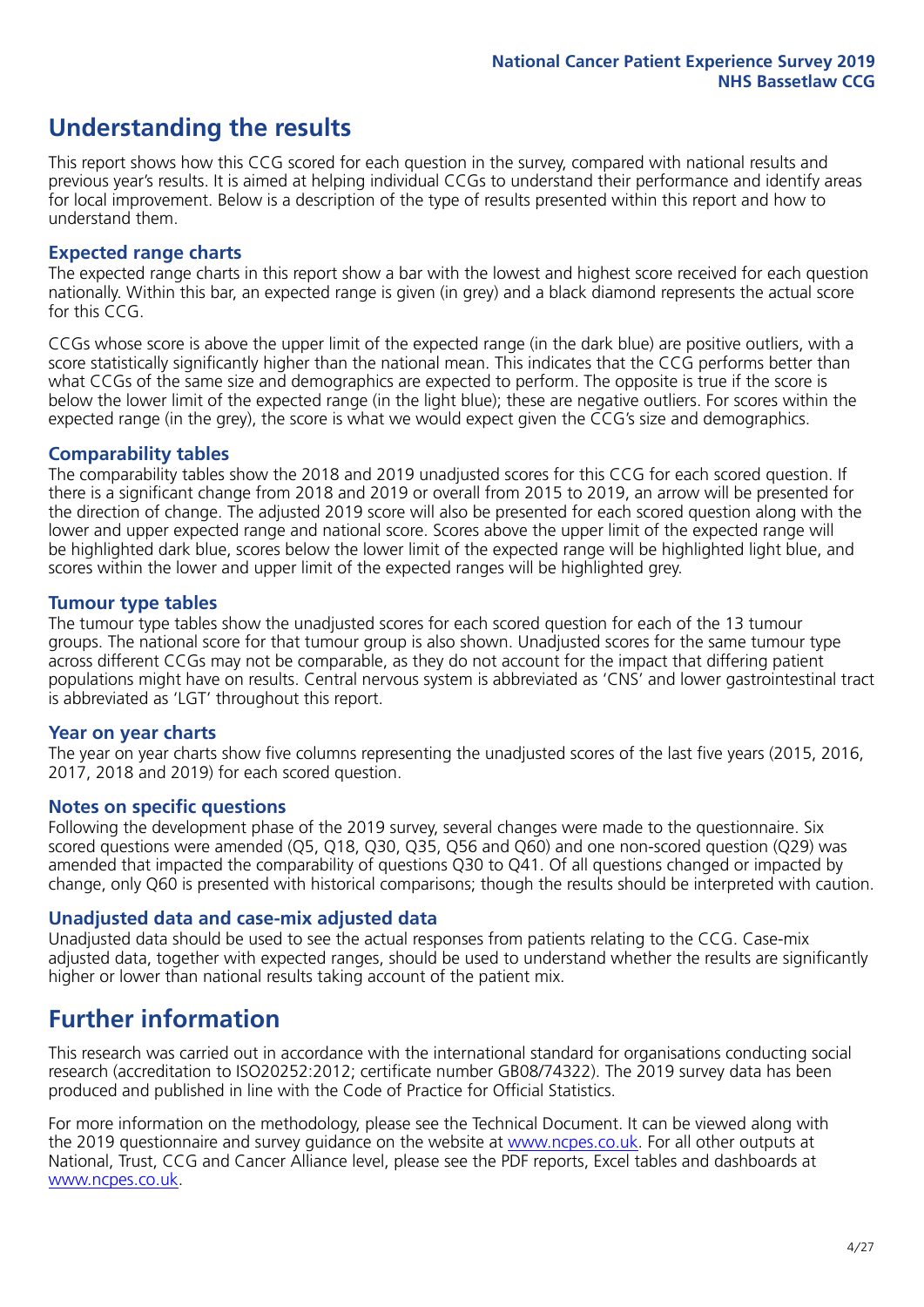# Understanding the results

This report shows how this CCG scored for each question in the survey, compared with national results and previous year's results. It is aimed at helping individual CCGs to understand their performance and identify areas for local improvement. Below is a description of the type of results presented within this report and how to understand them.

## Expected range charts

The expected range charts in this report show a bar with the lowest and highest score received for each question nationally. Within this bar, an expected range is given (in grey) and a black diamond represents the actual score for this CCG.

CCGs whose score is above the upper limit of the expected range (in the dark blue) are positive outliers, with a score statistically significantly higher than the national mean. This indicates that the CCG performs better than what CCGs of the same size and demographics are expected to perform. The opposite is true if the score is below the lower limit of the expected range (in the light blue); these are negative outliers. For scores within the expected range (in the grey), the score is what we would expect given the CCG's size and demographics.

## Comparability tables

The comparability tables show the 2018 and 2019 unadjusted scores for this CCG for each scored question. If there is a significant change from 2018 and 2019 or overall from 2015 to 2019, an arrow will be presented for the direction of change. The adjusted 2019 score will also be presented for each scored question along with the lower and upper expected range and national score. Scores above the upper limit of the expected range will be highlighted dark blue, scores below the lower limit of the expected range will be highlighted light blue, and scores within the lower and upper limit of the expected ranges will be highlighted grey.

## Tumour type tables

The tumour type tables show the unadjusted scores for each scored question for each of the 13 tumour groups. The national score for that tumour group is also shown. Unadjusted scores for the same tumour type across different CCGs may not be comparable, as they do not account for the impact that differing patient populations might have on results. Central nervous system is abbreviated as 'CNS' and lower gastrointestinal tract is abbreviated as 'LGT' throughout this report.

## Year on year charts

The year on year charts show five columns representing the unadjusted scores of the last five years (2015, 2016, 2017, 2018 and 2019) for each scored question.

## Notes on specific questions

Following the development phase of the 2019 survey, several changes were made to the questionnaire. Six scored questions were amended (Q5, Q18, Q30, Q35, Q56 and Q60) and one non-scored question (Q29) was amended that impacted the comparability of questions Q30 to Q41. Of all questions changed or impacted by change, only Q60 is presented with historical comparisons; though the results should be interpreted with caution.

## Unadjusted data and case-mix adjusted data

Unadjusted data should be used to see the actual responses from patients relating to the CCG. Case-mix adjusted data, together with expected ranges, should be used to understand whether the results are significantly higher or lower than national results taking account of the patient mix.

# Further information

This research was carried out in accordance with the international standard for organisations conducting social research (accreditation to ISO20252:2012; certificate number GB08/74322). The 2019 survey data has been produced and published in line with the Code of Practice for Official Statistics.

For more information on the methodology, please see the Technical Document. It can be viewed along with the 2019 questionnaire and survey guidance on the website at www.ncpes.co.uk. For all other outputs at National, Trust, CCG and Cancer Alliance level, please see the PDF reports, Excel tables and dashboards at www.ncpes.co.uk.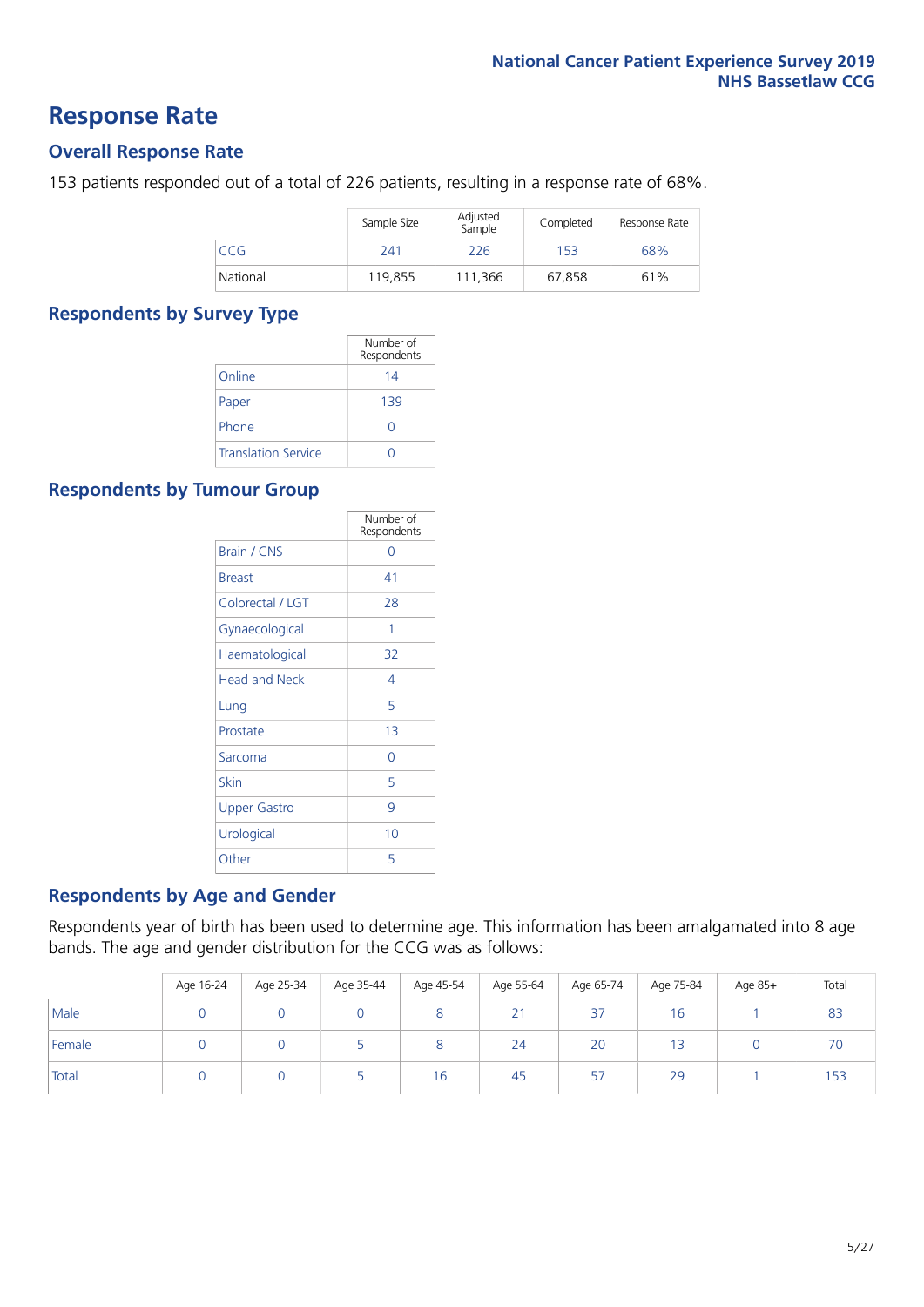# Response Rate

## Overall Response Rate

153 patients responded out of a total of 226 patients, resulting in a response rate of 68%.

| | Sample Size | Adjusted Sample | Completed | Response Rate |
|---|---|---|---|---|
| CCG | 241 | 226 | 153 | 68% |
| National | 119,855 | 111,366 | 67,858 | 61% |

## Respondents by Survey Type

| | Number of Respondents |
|---|---|
| Online | 14 |
| Paper | 139 |
| Phone | 0 |
| Translation Service | 0 |

## Respondents by Tumour Group

| | Number of Respondents |
|---|---|
| Brain / CNS | 0 |
| Breast | 41 |
| Colorectal / LGT | 28 |
| Gynaecological | 1 |
| Haematological | 32 |
| Head and Neck | 4 |
| Lung | 5 |
| Prostate | 13 |
| Sarcoma | 0 |
| Skin | 5 |
| Upper Gastro | 9 |
| Urological | 10 |
| Other | 5 |

## Respondents by Age and Gender

Respondents year of birth has been used to determine age. This information has been amalgamated into 8 age bands. The age and gender distribution for the CCG was as follows:

| | Age 16-24 | Age 25-34 | Age 35-44 | Age 45-54 | Age 55-64 | Age 65-74 | Age 75-84 | Age 85+ | Total |
|---|---|---|---|---|---|---|---|---|---|
| Male | 0 | 0 | 0 | 8 | 21 | 37 | 16 | 1 | 83 |
| Female | 0 | 0 | 5 | 8 | 24 | 20 | 13 | 0 | 70 |
| Total | 0 | 0 | 5 | 16 | 45 | 57 | 29 | 1 | 153 |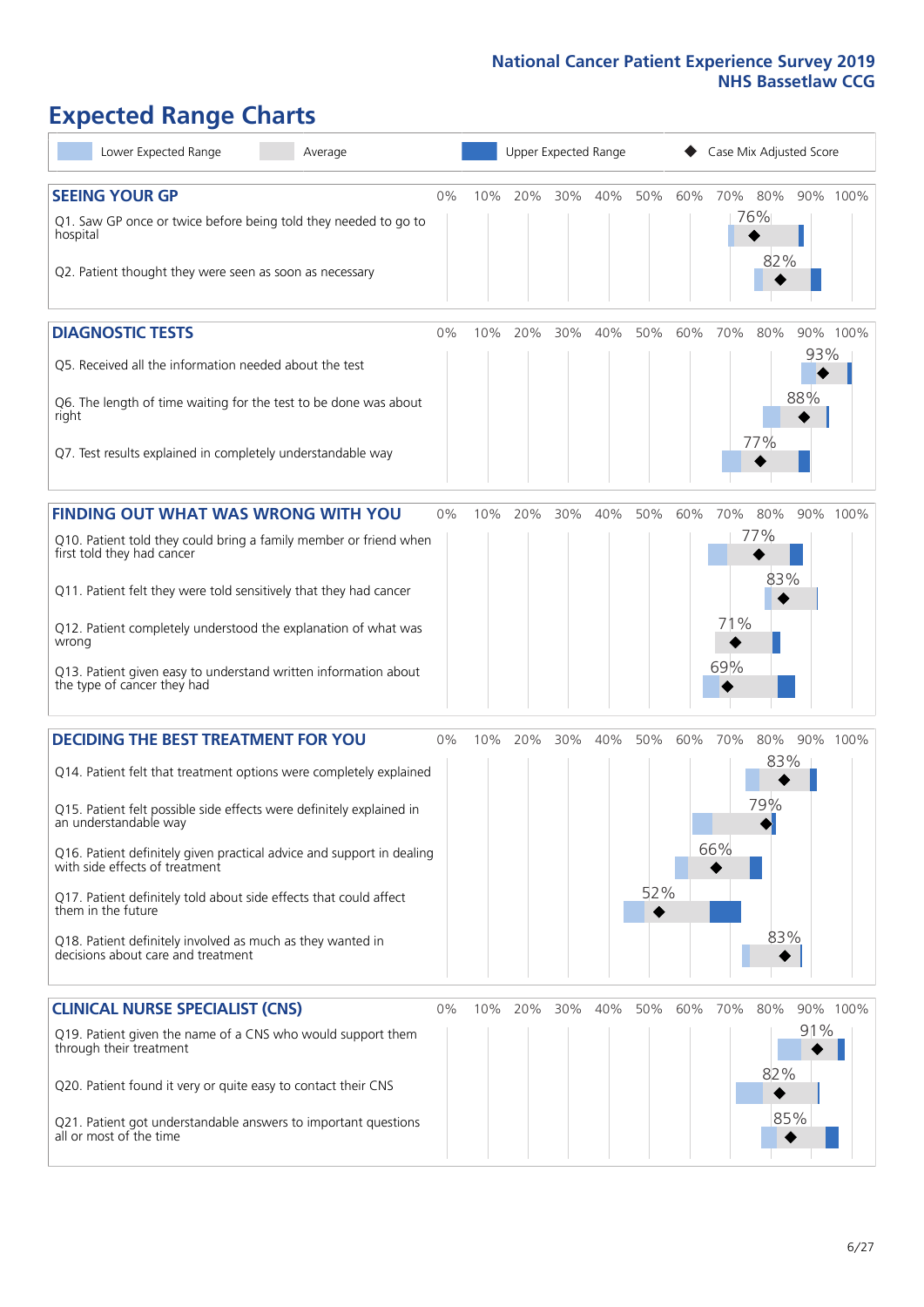National Cancer Patient Experience Survey 2019
NHS Bassetlaw CCG

# Expected Range Charts

Lower Expected Range | Average | Upper Expected Range | ◆ Case Mix Adjusted Score

## SEEING YOUR GP

| Question | Case Mix Adjusted Score |
|---|---|
| Q1. Saw GP once or twice before being told they needed to go to hospital | 76% |
| Q2. Patient thought they were seen as soon as necessary | 82% |

## DIAGNOSTIC TESTS

| Question | Case Mix Adjusted Score |
|---|---|
| Q5. Received all the information needed about the test | 93% |
| Q6. The length of time waiting for the test to be done was about right | 88% |
| Q7. Test results explained in completely understandable way | 77% |

## FINDING OUT WHAT WAS WRONG WITH YOU

| Question | Case Mix Adjusted Score |
|---|---|
| Q10. Patient told they could bring a family member or friend when first told they had cancer | 77% |
| Q11. Patient felt they were told sensitively that they had cancer | 83% |
| Q12. Patient completely understood the explanation of what was wrong | 71% |
| Q13. Patient given easy to understand written information about the type of cancer they had | 69% |

## DECIDING THE BEST TREATMENT FOR YOU

| Question | Case Mix Adjusted Score |
|---|---|
| Q14. Patient felt that treatment options were completely explained | 83% |
| Q15. Patient felt possible side effects were definitely explained in an understandable way | 79% |
| Q16. Patient definitely given practical advice and support in dealing with side effects of treatment | 66% |
| Q17. Patient definitely told about side effects that could affect them in the future | 52% |
| Q18. Patient definitely involved as much as they wanted in decisions about care and treatment | 83% |

## CLINICAL NURSE SPECIALIST (CNS)

| Question | Case Mix Adjusted Score |
|---|---|
| Q19. Patient given the name of a CNS who would support them through their treatment | 91% |
| Q20. Patient found it very or quite easy to contact their CNS | 82% |
| Q21. Patient got understandable answers to important questions all or most of the time | 85% |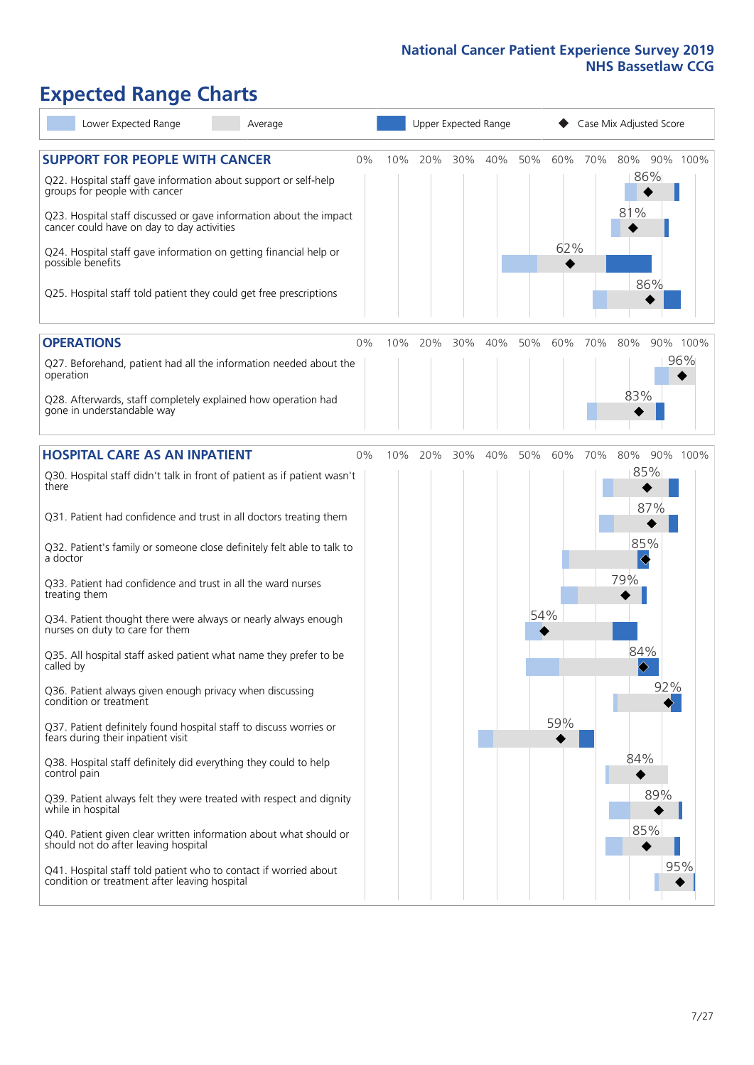# Expected Range Charts

Lower Expected Range | Average | Upper Expected Range | Case Mix Adjusted Score

## SUPPORT FOR PEOPLE WITH CANCER

| Question | Case Mix Adjusted Score |
|---|---|
| Q22. Hospital staff gave information about support or self-help groups for people with cancer | 86% |
| Q23. Hospital staff discussed or gave information about the impact cancer could have on day to day activities | 81% |
| Q24. Hospital staff gave information on getting financial help or possible benefits | 62% |
| Q25. Hospital staff told patient they could get free prescriptions | 86% |

## OPERATIONS

| Question | Case Mix Adjusted Score |
|---|---|
| Q27. Beforehand, patient had all the information needed about the operation | 96% |
| Q28. Afterwards, staff completely explained how operation had gone in understandable way | 83% |

## HOSPITAL CARE AS AN INPATIENT

| Question | Case Mix Adjusted Score |
|---|---|
| Q30. Hospital staff didn't talk in front of patient as if patient wasn't there | 85% |
| Q31. Patient had confidence and trust in all doctors treating them | 87% |
| Q32. Patient's family or someone close definitely felt able to talk to a doctor | 85% |
| Q33. Patient had confidence and trust in all the ward nurses treating them | 79% |
| Q34. Patient thought there were always or nearly always enough nurses on duty to care for them | 54% |
| Q35. All hospital staff asked patient what name they prefer to be called by | 84% |
| Q36. Patient always given enough privacy when discussing condition or treatment | 92% |
| Q37. Patient definitely found hospital staff to discuss worries or fears during their inpatient visit | 59% |
| Q38. Hospital staff definitely did everything they could to help control pain | 84% |
| Q39. Patient always felt they were treated with respect and dignity while in hospital | 89% |
| Q40. Patient given clear written information about what should or should not do after leaving hospital | 85% |
| Q41. Hospital staff told patient who to contact if worried about condition or treatment after leaving hospital | 95% |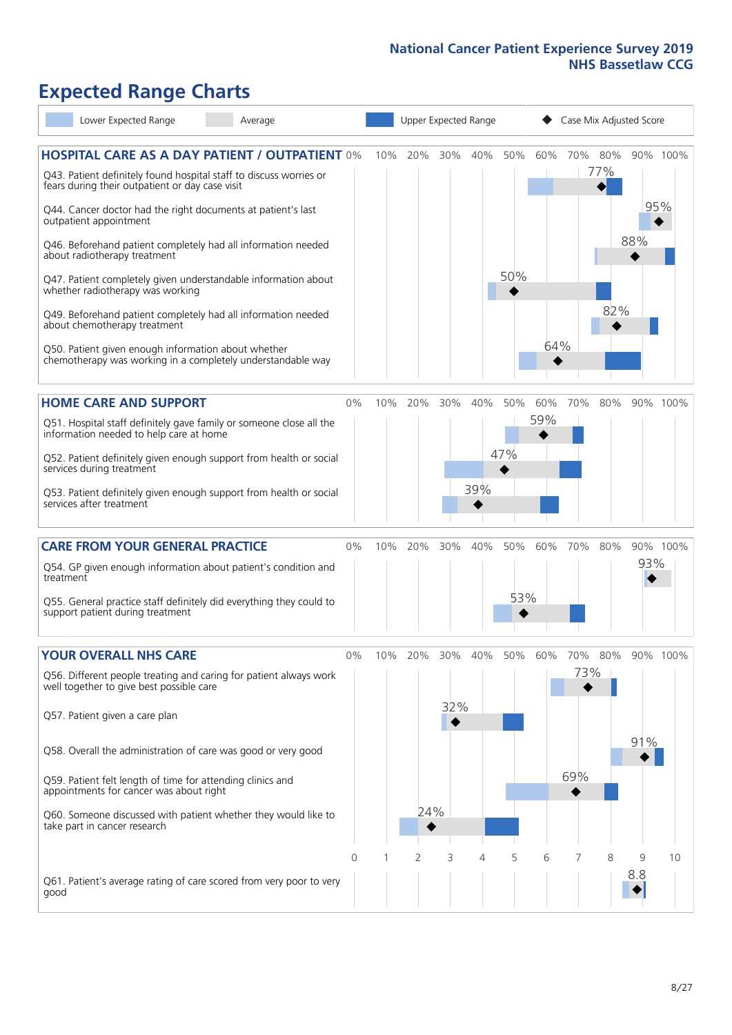National Cancer Patient Experience Survey 2019
NHS Bassetlaw CCG

# Expected Range Charts

Lower Expected Range | Average | Upper Expected Range | Case Mix Adjusted Score

## HOSPITAL CARE AS A DAY PATIENT / OUTPATIENT

| Question | Case Mix Adjusted Score |
|---|---|
| Q43. Patient definitely found hospital staff to discuss worries or fears during their outpatient or day case visit | 77% |
| Q44. Cancer doctor had the right documents at patient's last outpatient appointment | 95% |
| Q46. Beforehand patient completely had all information needed about radiotherapy treatment | 88% |
| Q47. Patient completely given understandable information about whether radiotherapy treatment was working | 50% |
| Q49. Beforehand patient completely had all information needed about chemotherapy treatment | 82% |
| Q50. Patient given enough information about whether chemotherapy was working in a completely understandable way | 64% |

## HOME CARE AND SUPPORT

| Question | Case Mix Adjusted Score |
|---|---|
| Q51. Hospital staff definitely gave family or someone close all the information needed to help care at home | 59% |
| Q52. Patient definitely given enough support from health or social services during treatment | 47% |
| Q53. Patient definitely given enough support from health or social services after treatment | 39% |

## CARE FROM YOUR GENERAL PRACTICE

| Question | Case Mix Adjusted Score |
|---|---|
| Q54. GP given enough information about patient's condition and treatment | 93% |
| Q55. General practice staff definitely did everything they could to support patient during treatment | 53% |

## YOUR OVERALL NHS CARE

| Question | Case Mix Adjusted Score |
|---|---|
| Q56. Different people treating and caring for patient always work well together to give best possible care | 73% |
| Q57. Patient given a care plan | 32% |
| Q58. Overall the administration of care was good or very good | 91% |
| Q59. Patient felt length of time for attending clinics and appointments for cancer was about right | 69% |
| Q60. Someone discussed with patient whether they would like to take part in cancer research | 24% |
| Q61. Patient's average rating of care scored from very poor to very good | 8.8 |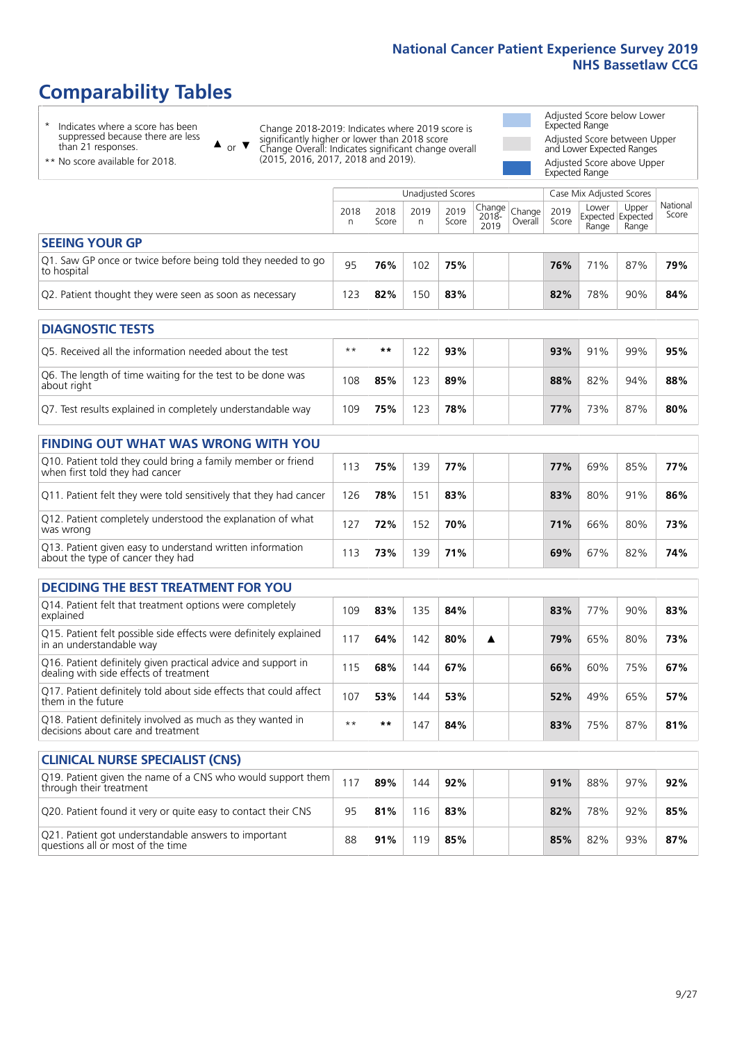# Comparability Tables

\* Indicates where a score has been suppressed because there are less than 21 responses.

\*\* No score available for 2018.

▲ or ▼ Change 2018-2019: Indicates where 2019 score is significantly higher or lower than 2018 score
Change Overall: Indicates significant change overall (2015, 2016, 2017, 2018 and 2019).

Adjusted Score below Lower Expected Range

Adjusted Score between Upper and Lower Expected Ranges

Adjusted Score above Upper Expected Range

| | Unadjusted Scores | | | | | | Case Mix Adjusted Scores | | | |
|---|---|---|---|---|---|---|---|---|---|---|
| | 2018 n | 2018 Score | 2019 n | 2019 Score | Change 2018-2019 | Change Overall | 2019 Score | Lower Expected Range | Upper Expected Range | National Score |
| **SEEING YOUR GP** | | | | | | | | | | |
| Q1. Saw GP once or twice before being told they needed to go to hospital | 95 | **76%** | 102 | **75%** | | | **76%** | 71% | 87% | **79%** |
| Q2. Patient thought they were seen as soon as necessary | 123 | **82%** | 150 | **83%** | | | **82%** | 78% | 90% | **84%** |
| **DIAGNOSTIC TESTS** | | | | | | | | | | |
| Q5. Received all the information needed about the test | ** | ** | 122 | **93%** | | | **93%** | 91% | 99% | **95%** |
| Q6. The length of time waiting for the test to be done was about right | 108 | **85%** | 123 | **89%** | | | **88%** | 82% | 94% | **88%** |
| Q7. Test results explained in completely understandable way | 109 | **75%** | 123 | **78%** | | | **77%** | 73% | 87% | **80%** |
| **FINDING OUT WHAT WAS WRONG WITH YOU** | | | | | | | | | | |
| Q10. Patient told they could bring a family member or friend when first told they had cancer | 113 | **75%** | 139 | **77%** | | | **77%** | 69% | 85% | **77%** |
| Q11. Patient felt they were told sensitively that they had cancer | 126 | **78%** | 151 | **83%** | | | **83%** | 80% | 91% | **86%** |
| Q12. Patient completely understood the explanation of what was wrong | 127 | **72%** | 152 | **70%** | | | **71%** | 66% | 80% | **73%** |
| Q13. Patient given easy to understand written information about the type of cancer they had | 113 | **73%** | 139 | **71%** | | | **69%** | 67% | 82% | **74%** |
| **DECIDING THE BEST TREATMENT FOR YOU** | | | | | | | | | | |
| Q14. Patient felt that treatment options were completely explained | 109 | **83%** | 135 | **84%** | | | **83%** | 77% | 90% | **83%** |
| Q15. Patient felt possible side effects were definitely explained in an understandable way | 117 | **64%** | 142 | **80%** | ▲ | | **79%** | 65% | 80% | **73%** |
| Q16. Patient definitely given practical advice and support in dealing with side effects of treatment | 115 | **68%** | 144 | **67%** | | | **66%** | 60% | 75% | **67%** |
| Q17. Patient definitely told about side effects that could affect them in the future | 107 | **53%** | 144 | **53%** | | | **52%** | 49% | 65% | **57%** |
| Q18. Patient definitely involved as much as they wanted in decisions about care and treatment | ** | ** | 147 | **84%** | | | **83%** | 75% | 87% | **81%** |
| **CLINICAL NURSE SPECIALIST (CNS)** | | | | | | | | | | |
| Q19. Patient given the name of a CNS who would support them through their treatment | 117 | **89%** | 144 | **92%** | | | **91%** | 88% | 97% | **92%** |
| Q20. Patient found it very or quite easy to contact their CNS | 95 | **81%** | 116 | **83%** | | | **82%** | 78% | 92% | **85%** |
| Q21. Patient got understandable answers to important questions all or most of the time | 88 | **91%** | 119 | **85%** | | | **85%** | 82% | 93% | **87%** |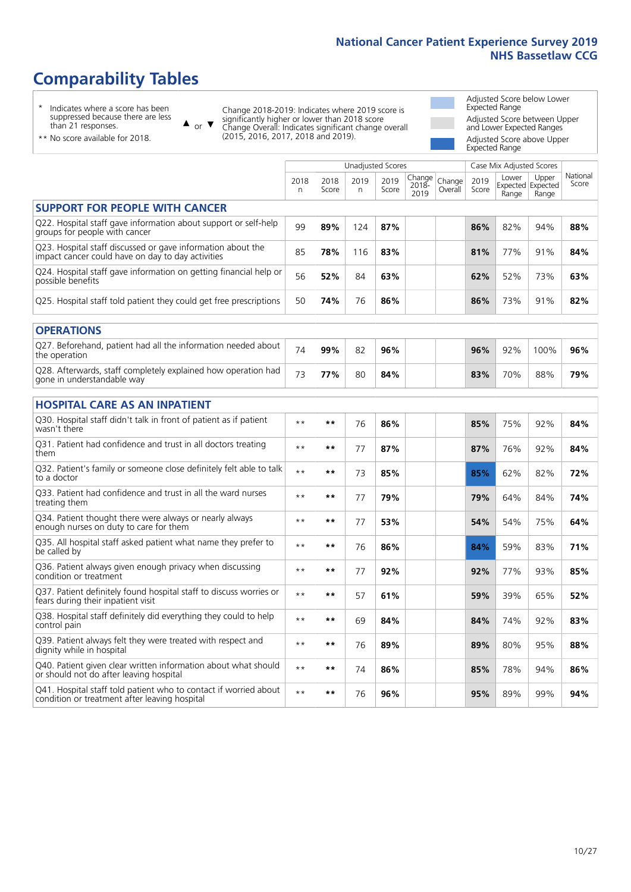# Comparability Tables

- \* Indicates where a score has been suppressed because there are less than 21 responses.
- \*\* No score available for 2018.

▲ or ▼ Change 2018-2019: Indicates where 2019 score is significantly higher or lower than 2018 score. Change Overall: Indicates significant change overall (2015, 2016, 2017, 2018 and 2019).

- Adjusted Score below Lower Expected Range
- Adjusted Score between Upper and Lower Expected Ranges
- Adjusted Score above Upper Expected Range

| | Unadjusted Scores | | | | | | Case Mix Adjusted Scores | | | |
|---|---|---|---|---|---|---|---|---|---|---|
| | 2018 n | 2018 Score | 2019 n | 2019 Score | Change 2018-2019 | Change Overall | 2019 Score | Lower Expected Range | Upper Expected Range | National Score |
| **SUPPORT FOR PEOPLE WITH CANCER** | | | | | | | | | | |
| Q22. Hospital staff gave information about support or self-help groups for people with cancer | 99 | **89%** | 124 | **87%** | | | **86%** | 82% | 94% | **88%** |
| Q23. Hospital staff discussed or gave information about the impact cancer could have on day to day activities | 85 | **78%** | 116 | **83%** | | | **81%** | 77% | 91% | **84%** |
| Q24. Hospital staff gave information on getting financial help or possible benefits | 56 | **52%** | 84 | **63%** | | | **62%** | 52% | 73% | **63%** |
| Q25. Hospital staff told patient they could get free prescriptions | 50 | **74%** | 76 | **86%** | | | **86%** | 73% | 91% | **82%** |
| **OPERATIONS** | | | | | | | | | | |
| Q27. Beforehand, patient had all the information needed about the operation | 74 | **99%** | 82 | **96%** | | | **96%** | 92% | 100% | **96%** |
| Q28. Afterwards, staff completely explained how operation had gone in understandable way | 73 | **77%** | 80 | **84%** | | | **83%** | 70% | 88% | **79%** |
| **HOSPITAL CARE AS AN INPATIENT** | | | | | | | | | | |
| Q30. Hospital staff didn't talk in front of patient as if patient wasn't there | ** | ** | 76 | **86%** | | | **85%** | 75% | 92% | **84%** |
| Q31. Patient had confidence and trust in all doctors treating them | ** | ** | 77 | **87%** | | | **87%** | 76% | 92% | **84%** |
| Q32. Patient's family or someone close definitely felt able to talk to a doctor | ** | ** | 73 | **85%** | | | **85%** | 62% | 82% | **72%** |
| Q33. Patient had confidence and trust in all the ward nurses treating them | ** | ** | 77 | **79%** | | | **79%** | 64% | 84% | **74%** |
| Q34. Patient thought there were always or nearly always enough nurses on duty to care for them | ** | ** | 77 | **53%** | | | **54%** | 54% | 75% | **64%** |
| Q35. All hospital staff asked patient what name they prefer to be called by | ** | ** | 76 | **86%** | | | **84%** | 59% | 83% | **71%** |
| Q36. Patient always given enough privacy when discussing condition or treatment | ** | ** | 77 | **92%** | | | **92%** | 77% | 93% | **85%** |
| Q37. Patient definitely found hospital staff to discuss worries or fears during their inpatient visit | ** | ** | 57 | **61%** | | | **59%** | 39% | 65% | **52%** |
| Q38. Hospital staff definitely did everything they could to help control pain | ** | ** | 69 | **84%** | | | **84%** | 74% | 92% | **83%** |
| Q39. Patient always felt they were treated with respect and dignity while in hospital | ** | ** | 76 | **89%** | | | **89%** | 80% | 95% | **88%** |
| Q40. Patient given clear written information about what should or should not do after leaving hospital | ** | ** | 74 | **86%** | | | **85%** | 78% | 94% | **86%** |
| Q41. Hospital staff told patient who to contact if worried about condition or treatment after leaving hospital | ** | ** | 76 | **96%** | | | **95%** | 89% | 99% | **94%** |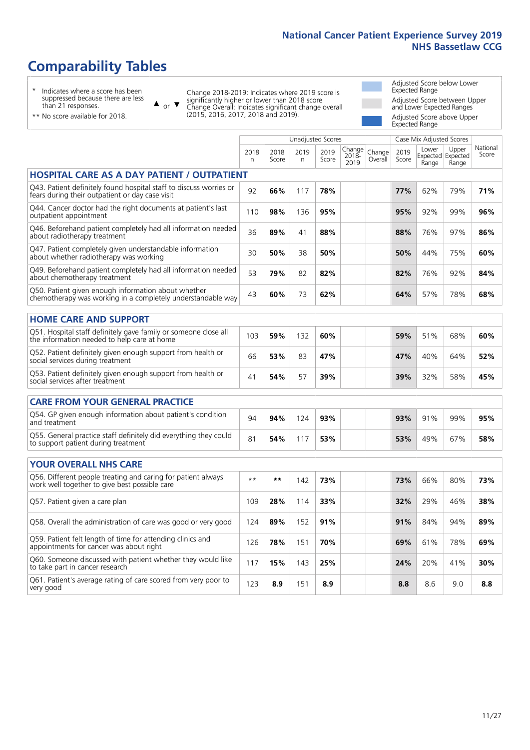# Comparability Tables

- \* Indicates where a score has been suppressed because there are less than 21 responses.
- \*\* No score available for 2018.

▲ or ▼ Change 2018-2019: Indicates where 2019 score is significantly higher or lower than 2018 score. Change Overall: Indicates significant change overall (2015, 2016, 2017, 2018 and 2019).

- Adjusted Score below Lower Expected Range
- Adjusted Score between Upper and Lower Expected Ranges
- Adjusted Score above Upper Expected Range

| | Unadjusted Scores | | | | | | Case Mix Adjusted Scores | | | National Score |
|---|---|---|---|---|---|---|---|---|---|---|
| | 2018 n | 2018 Score | 2019 n | 2019 Score | Change 2018-2019 | Change Overall | 2019 Score | Lower Expected Range | Upper Expected Range | National Score |
| **HOSPITAL CARE AS A DAY PATIENT / OUTPATIENT** | | | | | | | | | | |
| Q43. Patient definitely found hospital staff to discuss worries or fears during their outpatient or day case visit | 92 | **66%** | 117 | **78%** | | | **77%** | 62% | 79% | **71%** |
| Q44. Cancer doctor had the right documents at patient's last outpatient appointment | 110 | **98%** | 136 | **95%** | | | **95%** | 92% | 99% | **96%** |
| Q46. Beforehand patient completely had all information needed about radiotherapy treatment | 36 | **89%** | 41 | **88%** | | | **88%** | 76% | 97% | **86%** |
| Q47. Patient completely given understandable information about whether radiotherapy was working | 30 | **50%** | 38 | **50%** | | | **50%** | 44% | 75% | **60%** |
| Q49. Beforehand patient completely had all information needed about chemotherapy treatment | 53 | **79%** | 82 | **82%** | | | **82%** | 76% | 92% | **84%** |
| Q50. Patient given enough information about whether chemotherapy was working in a completely understandable way | 43 | **60%** | 73 | **62%** | | | **64%** | 57% | 78% | **68%** |
| **HOME CARE AND SUPPORT** | | | | | | | | | | |
| Q51. Hospital staff definitely gave family or someone close all the information needed to help care at home | 103 | **59%** | 132 | **60%** | | | **59%** | 51% | 68% | **60%** |
| Q52. Patient definitely given enough support from health or social services during treatment | 66 | **53%** | 83 | **47%** | | | **47%** | 40% | 64% | **52%** |
| Q53. Patient definitely given enough support from health or social services after treatment | 41 | **54%** | 57 | **39%** | | | **39%** | 32% | 58% | **45%** |
| **CARE FROM YOUR GENERAL PRACTICE** | | | | | | | | | | |
| Q54. GP given enough information about patient's condition and treatment | 94 | **94%** | 124 | **93%** | | | **93%** | 91% | 99% | **95%** |
| Q55. General practice staff definitely did everything they could to support patient during treatment | 81 | **54%** | 117 | **53%** | | | **53%** | 49% | 67% | **58%** |
| **YOUR OVERALL NHS CARE** | | | | | | | | | | |
| Q56. Different people treating and caring for patient always work well together to give best possible care | ** | ** | 142 | **73%** | | | **73%** | 66% | 80% | **73%** |
| Q57. Patient given a care plan | 109 | **28%** | 114 | **33%** | | | **32%** | 29% | 46% | **38%** |
| Q58. Overall the administration of care was good or very good | 124 | **89%** | 152 | **91%** | | | **91%** | 84% | 94% | **89%** |
| Q59. Patient felt length of time for attending clinics and appointments for cancer was about right | 126 | **78%** | 151 | **70%** | | | **69%** | 61% | 78% | **69%** |
| Q60. Someone discussed with patient whether they would like to take part in cancer research | 117 | **15%** | 143 | **25%** | | | **24%** | 20% | 41% | **30%** |
| Q61. Patient's average rating of care scored from very poor to very good | 123 | **8.9** | 151 | **8.9** | | | **8.8** | 8.6 | 9.0 | **8.8** |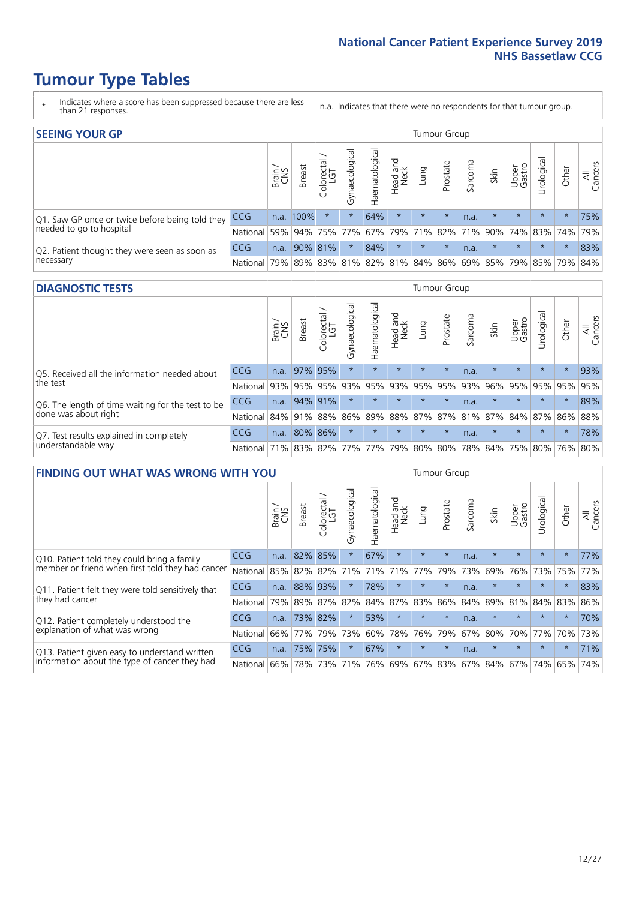# Tumour Type Tables

\* Indicates where a score has been suppressed because there are less than 21 responses.

n.a. Indicates that there were no respondents for that tumour group.

## SEEING YOUR GP

| | | Brain / CNS | Breast | Colorectal / LGT | Gynaecological | Haematological | Head and Neck | Lung | Prostate | Sarcoma | Skin | Upper Gastro | Urological | Other | All Cancers |
|---|---|---|---|---|---|---|---|---|---|---|---|---|---|---|---|
| Q1. Saw GP once or twice before being told they needed to go to hospital | CCG | n.a. | 100% | * | * | 64% | * | * | * | n.a. | * | * | * | * | 75% |
| | National | 59% | 94% | 75% | 77% | 67% | 79% | 71% | 82% | 71% | 90% | 74% | 83% | 74% | 79% |
| Q2. Patient thought they were seen as soon as necessary | CCG | n.a. | 90% | 81% | * | 84% | * | * | * | n.a. | * | * | * | * | 83% |
| | National | 79% | 89% | 83% | 81% | 82% | 81% | 84% | 86% | 69% | 85% | 79% | 85% | 79% | 84% |

## DIAGNOSTIC TESTS

| | | Brain / CNS | Breast | Colorectal / LGT | Gynaecological | Haematological | Head and Neck | Lung | Prostate | Sarcoma | Skin | Upper Gastro | Urological | Other | All Cancers |
|---|---|---|---|---|---|---|---|---|---|---|---|---|---|---|---|
| Q5. Received all the information needed about the test | CCG | n.a. | 97% | 95% | * | * | * | * | * | n.a. | * | * | * | * | 93% |
| | National | 93% | 95% | 95% | 93% | 95% | 93% | 95% | 95% | 93% | 96% | 95% | 95% | 95% | 95% |
| Q6. The length of time waiting for the test to be done was about right | CCG | n.a. | 94% | 91% | * | * | * | * | * | n.a. | * | * | * | * | 89% |
| | National | 84% | 91% | 88% | 86% | 89% | 88% | 87% | 87% | 81% | 87% | 84% | 87% | 86% | 88% |
| Q7. Test results explained in completely understandable way | CCG | n.a. | 80% | 86% | * | * | * | * | * | n.a. | * | * | * | * | 78% |
| | National | 71% | 83% | 82% | 77% | 77% | 79% | 80% | 80% | 78% | 84% | 75% | 80% | 76% | 80% |

## FINDING OUT WHAT WAS WRONG WITH YOU

| | | Brain / CNS | Breast | Colorectal / LGT | Gynaecological | Haematological | Head and Neck | Lung | Prostate | Sarcoma | Skin | Upper Gastro | Urological | Other | All Cancers |
|---|---|---|---|---|---|---|---|---|---|---|---|---|---|---|---|
| Q10. Patient told they could bring a family member or friend when first told they had cancer | CCG | n.a. | 82% | 85% | * | 67% | * | * | * | n.a. | * | * | * | * | 77% |
| | National | 85% | 82% | 82% | 71% | 71% | 71% | 77% | 79% | 73% | 69% | 76% | 73% | 75% | 77% |
| Q11. Patient felt they were told sensitively that they had cancer | CCG | n.a. | 88% | 93% | * | 78% | * | * | * | n.a. | * | * | * | * | 83% |
| | National | 79% | 89% | 87% | 82% | 84% | 87% | 83% | 86% | 84% | 89% | 81% | 84% | 83% | 86% |
| Q12. Patient completely understood the explanation of what was wrong | CCG | n.a. | 73% | 82% | * | 53% | * | * | * | n.a. | * | * | * | * | 70% |
| | National | 66% | 77% | 79% | 73% | 60% | 78% | 76% | 79% | 67% | 80% | 70% | 77% | 70% | 73% |
| Q13. Patient given easy to understand written information about the type of cancer they had | CCG | n.a. | 75% | 75% | * | 67% | * | * | * | n.a. | * | * | * | * | 71% |
| | National | 66% | 78% | 73% | 71% | 76% | 69% | 67% | 83% | 67% | 84% | 67% | 74% | 65% | 74% |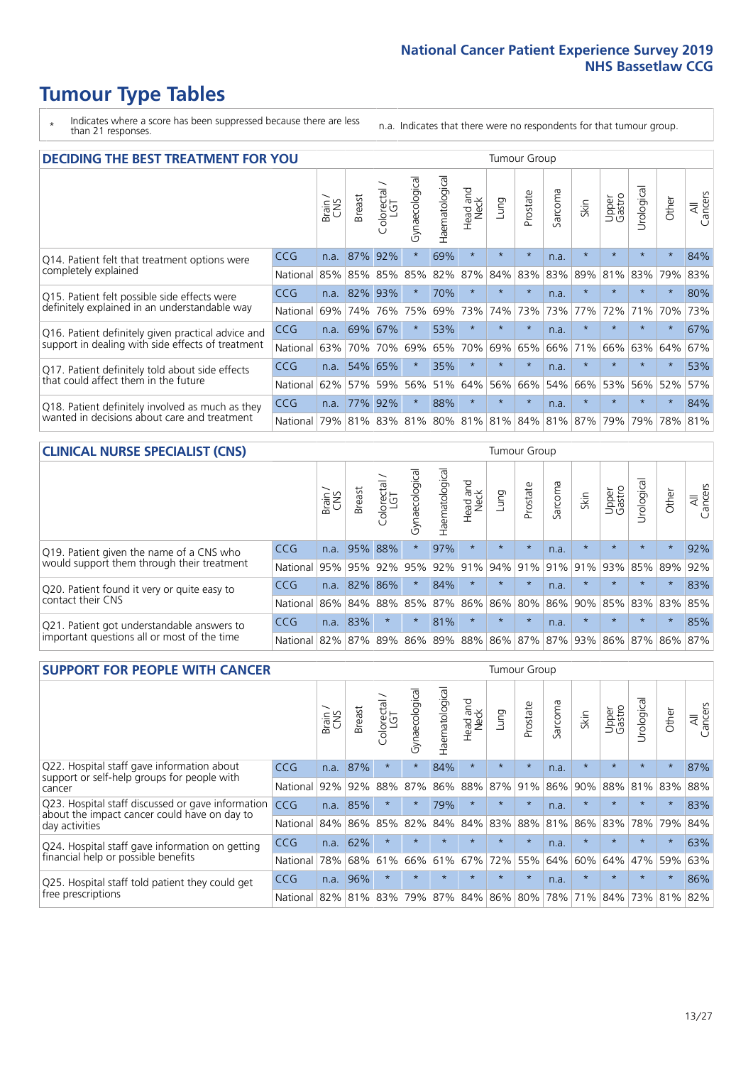# Tumour Type Tables

\* Indicates where a score has been suppressed because there are less than 21 responses.

n.a. Indicates that there were no respondents for that tumour group.

## DECIDING THE BEST TREATMENT FOR YOU

| | | Brain / CNS | Breast | Colorectal / LGT | Gynaecological | Haematological | Head and Neck | Lung | Prostate | Sarcoma | Skin | Upper Gastro | Urological | Other | All Cancers |
|---|---|---|---|---|---|---|---|---|---|---|---|---|---|---|---|
| Q14. Patient felt that treatment options were completely explained | CCG | n.a. | 87% | 92% | * | 69% | * | * | * | n.a. | * | * | * | * | 84% |
| | National | 85% | 85% | 85% | 85% | 82% | 87% | 84% | 83% | 83% | 89% | 81% | 83% | 79% | 83% |
| Q15. Patient felt possible side effects were definitely explained in an understandable way | CCG | n.a. | 82% | 93% | * | 70% | * | * | * | n.a. | * | * | * | * | 80% |
| | National | 69% | 74% | 76% | 75% | 69% | 73% | 74% | 73% | 73% | 77% | 72% | 71% | 70% | 73% |
| Q16. Patient definitely given practical advice and support in dealing with side effects of treatment | CCG | n.a. | 69% | 67% | * | 53% | * | * | * | n.a. | * | * | * | * | 67% |
| | National | 63% | 70% | 70% | 69% | 65% | 70% | 69% | 65% | 66% | 71% | 66% | 63% | 64% | 67% |
| Q17. Patient definitely told about side effects that could affect them in the future | CCG | n.a. | 54% | 65% | * | 35% | * | * | * | n.a. | * | * | * | * | 53% |
| | National | 62% | 57% | 59% | 56% | 51% | 64% | 56% | 66% | 54% | 66% | 53% | 56% | 52% | 57% |
| Q18. Patient definitely involved as much as they wanted in decisions about care and treatment | CCG | n.a. | 77% | 92% | * | 88% | * | * | * | n.a. | * | * | * | * | 84% |
| | National | 79% | 81% | 83% | 81% | 80% | 81% | 81% | 84% | 81% | 87% | 79% | 79% | 78% | 81% |

## CLINICAL NURSE SPECIALIST (CNS)

| | | Brain / CNS | Breast | Colorectal / LGT | Gynaecological | Haematological | Head and Neck | Lung | Prostate | Sarcoma | Skin | Upper Gastro | Urological | Other | All Cancers |
|---|---|---|---|---|---|---|---|---|---|---|---|---|---|---|---|
| Q19. Patient given the name of a CNS who would support them through their treatment | CCG | n.a. | 95% | 88% | * | 97% | * | * | * | n.a. | * | * | * | * | 92% |
| | National | 95% | 95% | 92% | 95% | 92% | 91% | 94% | 91% | 91% | 91% | 93% | 85% | 89% | 92% |
| Q20. Patient found it very or quite easy to contact their CNS | CCG | n.a. | 82% | 86% | * | 84% | * | * | * | n.a. | * | * | * | * | 83% |
| | National | 86% | 84% | 88% | 85% | 87% | 86% | 86% | 80% | 86% | 90% | 85% | 83% | 83% | 85% |
| Q21. Patient got understandable answers to important questions all or most of the time | CCG | n.a. | 83% | * | * | 81% | * | * | * | n.a. | * | * | * | * | 85% |
| | National | 82% | 87% | 89% | 86% | 89% | 88% | 86% | 87% | 87% | 93% | 86% | 87% | 86% | 87% |

## SUPPORT FOR PEOPLE WITH CANCER

| | | Brain / CNS | Breast | Colorectal / LGT | Gynaecological | Haematological | Head and Neck | Lung | Prostate | Sarcoma | Skin | Upper Gastro | Urological | Other | All Cancers |
|---|---|---|---|---|---|---|---|---|---|---|---|---|---|---|---|
| Q22. Hospital staff gave information about support or self-help groups for people with cancer | CCG | n.a. | 87% | * | * | 84% | * | * | * | n.a. | * | * | * | * | 87% |
| | National | 92% | 92% | 88% | 87% | 86% | 88% | 87% | 91% | 86% | 90% | 88% | 81% | 83% | 88% |
| Q23. Hospital staff discussed or gave information about the impact cancer could have on day to day activities | CCG | n.a. | 85% | * | * | 79% | * | * | * | n.a. | * | * | * | * | 83% |
| | National | 84% | 86% | 85% | 82% | 84% | 84% | 83% | 88% | 81% | 86% | 83% | 78% | 79% | 84% |
| Q24. Hospital staff gave information on getting financial help or possible benefits | CCG | n.a. | 62% | * | * | * | * | * | * | n.a. | * | * | * | * | 63% |
| | National | 78% | 68% | 61% | 66% | 61% | 67% | 72% | 55% | 64% | 60% | 64% | 47% | 59% | 63% |
| Q25. Hospital staff told patient they could get free prescriptions | CCG | n.a. | 96% | * | * | * | * | * | * | n.a. | * | * | * | * | 86% |
| | National | 82% | 81% | 83% | 79% | 87% | 84% | 86% | 80% | 78% | 71% | 84% | 73% | 81% | 82% |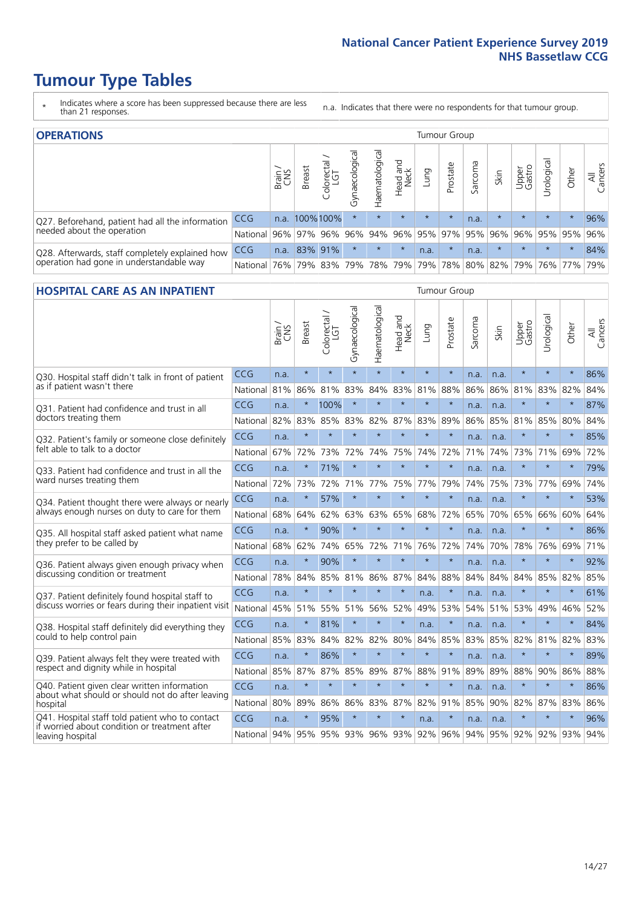# Tumour Type Tables

\* Indicates where a score has been suppressed because there are less than 21 responses.

n.a. Indicates that there were no respondents for that tumour group.

## OPERATIONS

| | | Brain / CNS | Breast | Colorectal / LGT | Gynaecological | Haematological | Head and Neck | Lung | Prostate | Sarcoma | Skin | Upper Gastro | Urological | Other | All Cancers |
|---|---|---|---|---|---|---|---|---|---|---|---|---|---|---|---|
| Q27. Beforehand, patient had all the information needed about the operation | CCG | n.a. | 100% | 100% | * | * | * | * | * | n.a. | * | * | * | * | 96% |
| | National | 96% | 97% | 96% | 96% | 94% | 96% | 95% | 97% | 95% | 96% | 96% | 95% | 95% | 96% |
| Q28. Afterwards, staff completely explained how operation had gone in understandable way | CCG | n.a. | 83% | 91% | * | * | * | n.a. | * | n.a. | * | * | * | * | 84% |
| | National | 76% | 79% | 83% | 79% | 78% | 79% | 79% | 78% | 80% | 82% | 79% | 76% | 77% | 79% |

## HOSPITAL CARE AS AN INPATIENT

| | | Brain / CNS | Breast | Colorectal / LGT | Gynaecological | Haematological | Head and Neck | Lung | Prostate | Sarcoma | Skin | Upper Gastro | Urological | Other | All Cancers |
|---|---|---|---|---|---|---|---|---|---|---|---|---|---|---|---|
| Q30. Hospital staff didn't talk in front of patient as if patient wasn't there | CCG | n.a. | * | * | * | * | * | * | * | n.a. | n.a. | * | * | * | 86% |
| | National | 81% | 86% | 81% | 83% | 84% | 83% | 81% | 88% | 86% | 86% | 81% | 83% | 82% | 84% |
| Q31. Patient had confidence and trust in all doctors treating them | CCG | n.a. | * | 100% | * | * | * | * | * | n.a. | n.a. | * | * | * | 87% |
| | National | 82% | 83% | 85% | 83% | 82% | 87% | 83% | 89% | 86% | 85% | 81% | 85% | 80% | 84% |
| Q32. Patient's family or someone close definitely felt able to talk to a doctor | CCG | n.a. | * | * | * | * | * | * | * | n.a. | n.a. | * | * | * | 85% |
| | National | 67% | 72% | 73% | 72% | 74% | 75% | 74% | 72% | 71% | 74% | 73% | 71% | 69% | 72% |
| Q33. Patient had confidence and trust in all the ward nurses treating them | CCG | n.a. | * | 71% | * | * | * | * | * | n.a. | n.a. | * | * | * | 79% |
| | National | 72% | 73% | 72% | 71% | 77% | 75% | 77% | 79% | 74% | 75% | 73% | 77% | 69% | 74% |
| Q34. Patient thought there were always or nearly always enough nurses on duty to care for them | CCG | n.a. | * | 57% | * | * | * | * | * | n.a. | n.a. | * | * | * | 53% |
| | National | 68% | 64% | 62% | 63% | 63% | 65% | 68% | 72% | 65% | 70% | 65% | 66% | 60% | 64% |
| Q35. All hospital staff asked patient what name they prefer to be called by | CCG | n.a. | * | 90% | * | * | * | * | * | n.a. | n.a. | * | * | * | 86% |
| | National | 68% | 62% | 74% | 65% | 72% | 71% | 76% | 72% | 74% | 70% | 78% | 76% | 69% | 71% |
| Q36. Patient always given enough privacy when discussing condition or treatment | CCG | n.a. | * | 90% | * | * | * | * | * | n.a. | n.a. | * | * | * | 92% |
| | National | 78% | 84% | 85% | 81% | 86% | 87% | 84% | 88% | 84% | 84% | 84% | 85% | 82% | 85% |
| Q37. Patient definitely found hospital staff to discuss worries or fears during their inpatient visit | CCG | n.a. | * | * | * | * | * | n.a. | * | n.a. | n.a. | * | * | * | 61% |
| | National | 45% | 51% | 55% | 51% | 56% | 52% | 49% | 53% | 54% | 51% | 53% | 49% | 46% | 52% |
| Q38. Hospital staff definitely did everything they could to help control pain | CCG | n.a. | * | 81% | * | * | * | n.a. | * | n.a. | n.a. | * | * | * | 84% |
| | National | 85% | 83% | 84% | 82% | 82% | 80% | 84% | 85% | 83% | 85% | 82% | 81% | 82% | 83% |
| Q39. Patient always felt they were treated with respect and dignity while in hospital | CCG | n.a. | * | 86% | * | * | * | * | * | n.a. | n.a. | * | * | * | 89% |
| | National | 85% | 87% | 87% | 85% | 89% | 87% | 88% | 91% | 89% | 89% | 88% | 90% | 86% | 88% |
| Q40. Patient given clear written information about what should or should not do after leaving hospital | CCG | n.a. | * | * | * | * | * | * | * | n.a. | n.a. | * | * | * | 86% |
| | National | 80% | 89% | 86% | 86% | 83% | 87% | 82% | 91% | 85% | 90% | 82% | 87% | 83% | 86% |
| Q41. Hospital staff told patient who to contact if worried about condition or treatment after leaving hospital | CCG | n.a. | * | 95% | * | * | * | n.a. | * | n.a. | n.a. | * | * | * | 96% |
| | National | 94% | 95% | 95% | 93% | 96% | 93% | 92% | 96% | 94% | 95% | 92% | 92% | 93% | 94% |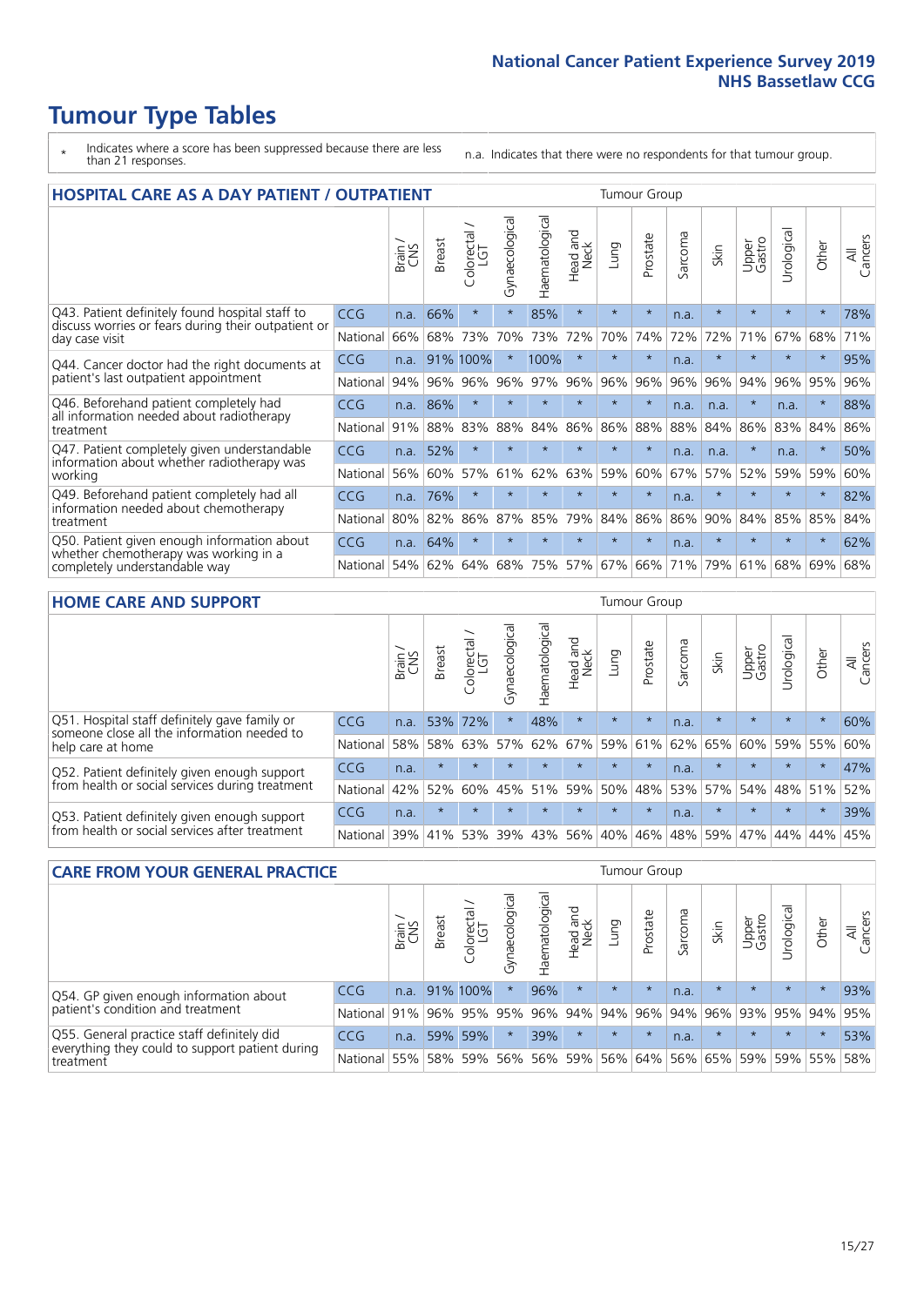# Tumour Type Tables

\* Indicates where a score has been suppressed because there are less than 21 responses.

n.a. Indicates that there were no respondents for that tumour group.

## HOSPITAL CARE AS A DAY PATIENT / OUTPATIENT

| | | Brain / CNS | Breast | Colorectal / LGT | Gynaecological | Haematological | Head and Neck | Lung | Prostate | Sarcoma | Skin | Upper Gastro | Urological | Other | All Cancers |
|---|---|---|---|---|---|---|---|---|---|---|---|---|---|---|---|
| Q43. Patient definitely found hospital staff to discuss worries or fears during their outpatient or day case visit | CCG | n.a. | 66% | * | * | 85% | * | * | * | n.a. | * | * | * | * | 78% |
| | National | 66% | 68% | 73% | 70% | 73% | 72% | 70% | 74% | 72% | 72% | 71% | 67% | 68% | 71% |
| Q44. Cancer doctor had the right documents at patient's last outpatient appointment | CCG | n.a. | 91% | 100% | * | 100% | * | * | * | n.a. | * | * | * | * | 95% |
| | National | 94% | 96% | 96% | 96% | 97% | 96% | 96% | 96% | 96% | 96% | 94% | 96% | 95% | 96% |
| Q46. Beforehand patient completely had all information needed about radiotherapy treatment | CCG | n.a. | 86% | * | * | * | * | * | * | n.a. | n.a. | * | n.a. | * | 88% |
| | National | 91% | 88% | 83% | 88% | 84% | 86% | 86% | 88% | 88% | 84% | 86% | 83% | 84% | 86% |
| Q47. Patient completely given understandable information about whether radiotherapy was working | CCG | n.a. | 52% | * | * | * | * | * | * | n.a. | n.a. | * | n.a. | * | 50% |
| | National | 56% | 60% | 57% | 61% | 62% | 63% | 59% | 60% | 67% | 57% | 52% | 59% | 59% | 60% |
| Q49. Beforehand patient completely had all information needed about chemotherapy treatment | CCG | n.a. | 76% | * | * | * | * | * | * | n.a. | * | * | * | * | 82% |
| | National | 80% | 82% | 86% | 87% | 85% | 79% | 84% | 86% | 86% | 90% | 84% | 85% | 85% | 84% |
| Q50. Patient given enough information about whether chemotherapy was working in a completely understandable way | CCG | n.a. | 64% | * | * | * | * | * | * | n.a. | * | * | * | * | 62% |
| | National | 54% | 62% | 64% | 68% | 75% | 57% | 67% | 66% | 71% | 79% | 61% | 68% | 69% | 68% |

## HOME CARE AND SUPPORT

| | | Brain / CNS | Breast | Colorectal / LGT | Gynaecological | Haematological | Head and Neck | Lung | Prostate | Sarcoma | Skin | Upper Gastro | Urological | Other | All Cancers |
|---|---|---|---|---|---|---|---|---|---|---|---|---|---|---|---|
| Q51. Hospital staff definitely gave family or someone close all the information needed to help care at home | CCG | n.a. | 53% | 72% | * | 48% | * | * | * | n.a. | * | * | * | * | 60% |
| | National | 58% | 58% | 63% | 57% | 62% | 67% | 59% | 61% | 62% | 65% | 60% | 59% | 55% | 60% |
| Q52. Patient definitely given enough support from health or social services during treatment | CCG | n.a. | * | * | * | * | * | * | * | n.a. | * | * | * | * | 47% |
| | National | 42% | 52% | 60% | 45% | 51% | 59% | 50% | 48% | 53% | 57% | 54% | 48% | 51% | 52% |
| Q53. Patient definitely given enough support from health or social services after treatment | CCG | n.a. | * | * | * | * | * | * | * | n.a. | * | * | * | * | 39% |
| | National | 39% | 41% | 53% | 39% | 43% | 56% | 40% | 46% | 48% | 59% | 47% | 44% | 44% | 45% |

## CARE FROM YOUR GENERAL PRACTICE

| | | Brain / CNS | Breast | Colorectal / LGT | Gynaecological | Haematological | Head and Neck | Lung | Prostate | Sarcoma | Skin | Upper Gastro | Urological | Other | All Cancers |
|---|---|---|---|---|---|---|---|---|---|---|---|---|---|---|---|
| Q54. GP given enough information about patient's condition and treatment | CCG | n.a. | 91% | 100% | * | 96% | * | * | * | n.a. | * | * | * | * | 93% |
| | National | 91% | 96% | 95% | 95% | 96% | 94% | 94% | 96% | 94% | 96% | 93% | 95% | 94% | 95% |
| Q55. General practice staff definitely did everything they could to support patient during treatment | CCG | n.a. | 59% | 59% | * | 39% | * | * | * | n.a. | * | * | * | * | 53% |
| | National | 55% | 58% | 59% | 56% | 56% | 59% | 56% | 64% | 56% | 65% | 59% | 59% | 55% | 58% |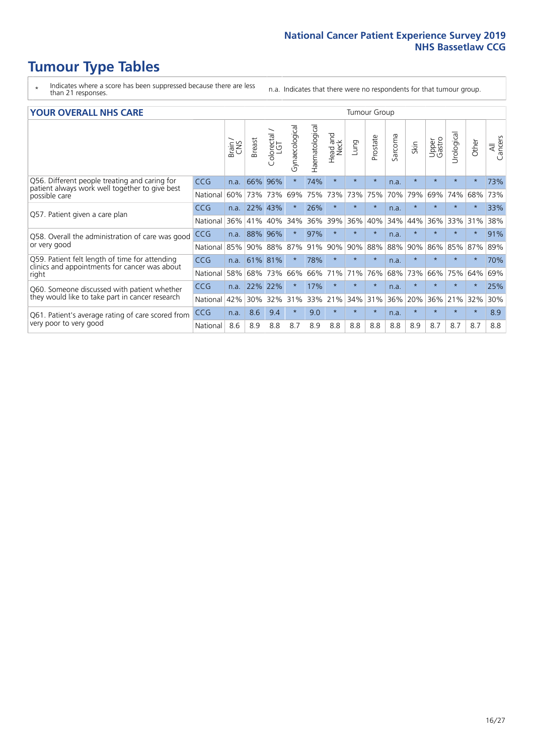# Tumour Type Tables

\* Indicates where a score has been suppressed because there are less than 21 responses.

n.a. Indicates that there were no respondents for that tumour group.

## YOUR OVERALL NHS CARE

| | | Brain / CNS | Breast | Colorectal / LGT | Gynaecological | Haematological | Head and Neck | Lung | Prostate | Sarcoma | Skin | Upper Gastro | Urological | Other | All Cancers |
|---|---|---|---|---|---|---|---|---|---|---|---|---|---|---|---|
| Q56. Different people treating and caring for patient always work well together to give best possible care | CCG | n.a. | 66% | 96% | * | 74% | * | * | * | n.a. | * | * | * | * | 73% |
| | National | 60% | 73% | 73% | 69% | 75% | 73% | 73% | 75% | 70% | 79% | 69% | 74% | 68% | 73% |
| Q57. Patient given a care plan | CCG | n.a. | 22% | 43% | * | 26% | * | * | * | n.a. | * | * | * | * | 33% |
| | National | 36% | 41% | 40% | 34% | 36% | 39% | 36% | 40% | 34% | 44% | 36% | 33% | 31% | 38% |
| Q58. Overall the administration of care was good or very good | CCG | n.a. | 88% | 96% | * | 97% | * | * | * | n.a. | * | * | * | * | 91% |
| | National | 85% | 90% | 88% | 87% | 91% | 90% | 90% | 88% | 88% | 90% | 86% | 85% | 87% | 89% |
| Q59. Patient felt length of time for attending clinics and appointments for cancer was about right | CCG | n.a. | 61% | 81% | * | 78% | * | * | * | n.a. | * | * | * | * | 70% |
| | National | 58% | 68% | 73% | 66% | 66% | 71% | 71% | 76% | 68% | 73% | 66% | 75% | 64% | 69% |
| Q60. Someone discussed with patient whether they would like to take part in cancer research | CCG | n.a. | 22% | 22% | * | 17% | * | * | * | n.a. | * | * | * | * | 25% |
| | National | 42% | 30% | 32% | 31% | 33% | 21% | 34% | 31% | 36% | 20% | 36% | 21% | 32% | 30% |
| Q61. Patient's average rating of care scored from very poor to very good | CCG | n.a. | 8.6 | 9.4 | * | 9.0 | * | * | * | n.a. | * | * | * | * | 8.9 |
| | National | 8.6 | 8.9 | 8.8 | 8.7 | 8.9 | 8.8 | 8.8 | 8.8 | 8.8 | 8.9 | 8.7 | 8.7 | 8.7 | 8.8 |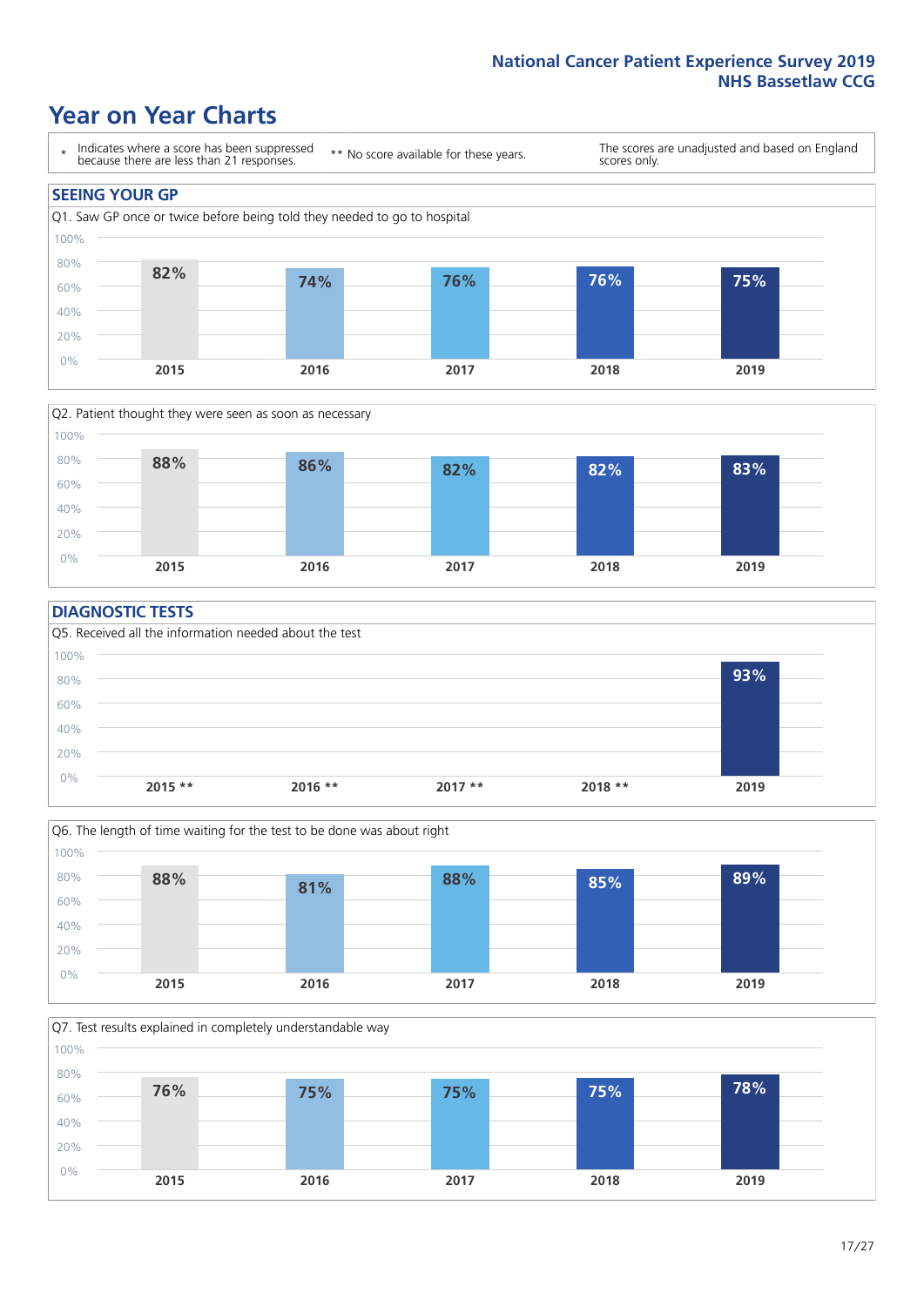# Year on Year Charts

\* Indicates where a score has been suppressed because there are less than 21 responses.

** No score available for these years.

The scores are unadjusted and based on England scores only.

## SEEING YOUR GP

Q1. Saw GP once or twice before being told they needed to go to hospital

| 2015 | 2016 | 2017 | 2018 | 2019 |
|---|---|---|---|---|
| 82% | 74% | 76% | 76% | 75% |

Q2. Patient thought they were seen as soon as necessary

| 2015 | 2016 | 2017 | 2018 | 2019 |
|---|---|---|---|---|
| 88% | 86% | 82% | 82% | 83% |

## DIAGNOSTIC TESTS

Q5. Received all the information needed about the test

| 2015 ** | 2016 ** | 2017 ** | 2018 ** | 2019 |
|---|---|---|---|---|
| | | | | 93% |

Q6. The length of time waiting for the test to be done was about right

| 2015 | 2016 | 2017 | 2018 | 2019 |
|---|---|---|---|---|
| 88% | 81% | 88% | 85% | 89% |

Q7. Test results explained in completely understandable way

| 2015 | 2016 | 2017 | 2018 | 2019 |
|---|---|---|---|---|
| 76% | 75% | 75% | 75% | 78% |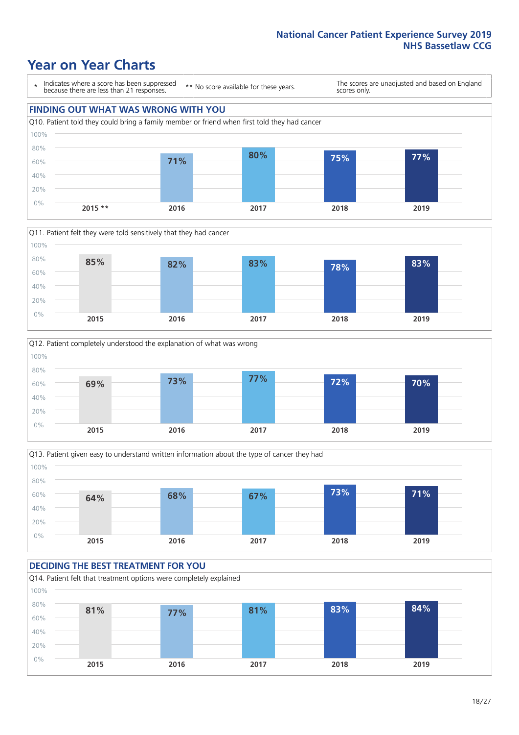# Year on Year Charts

\* Indicates where a score has been suppressed because there are less than 21 responses.

** No score available for these years.

The scores are unadjusted and based on England scores only.

## FINDING OUT WHAT WAS WRONG WITH YOU

Q10. Patient told they could bring a family member or friend when first told they had cancer

| 2015 ** | 2016 | 2017 | 2018 | 2019 |
|---|---|---|---|---|
| | 71% | 80% | 75% | 77% |

Q11. Patient felt they were told sensitively that they had cancer

| 2015 | 2016 | 2017 | 2018 | 2019 |
|---|---|---|---|---|
| 85% | 82% | 83% | 78% | 83% |

Q12. Patient completely understood the explanation of what was wrong

| 2015 | 2016 | 2017 | 2018 | 2019 |
|---|---|---|---|---|
| 69% | 73% | 77% | 72% | 70% |

Q13. Patient given easy to understand written information about the type of cancer they had

| 2015 | 2016 | 2017 | 2018 | 2019 |
|---|---|---|---|---|
| 64% | 68% | 67% | 73% | 71% |

## DECIDING THE BEST TREATMENT FOR YOU

Q14. Patient felt that treatment options were completely explained

| 2015 | 2016 | 2017 | 2018 | 2019 |
|---|---|---|---|---|
| 81% | 77% | 81% | 83% | 84% |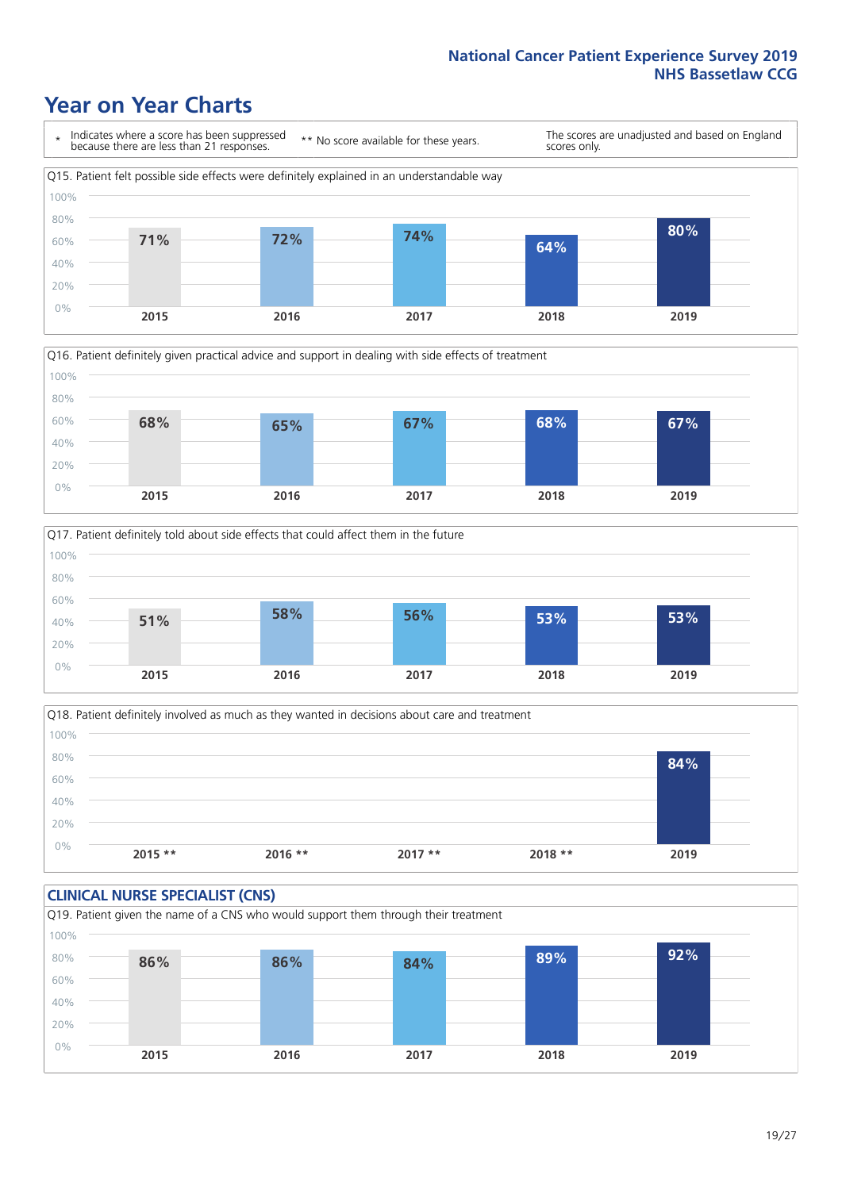## Year on Year Charts

| * Indicates where a score has been suppressed because there are less than 21 responses. | ** No score available for these years. | The scores are unadjusted and based on England scores only. |
|---|---|---|

**Q15. Patient felt possible side effects were definitely explained in an understandable way**

| 2015 | 2016 | 2017 | 2018 | 2019 |
|---|---|---|---|---|
| 71% | 72% | 74% | 64% | 80% |

**Q16. Patient definitely given practical advice and support in dealing with side effects of treatment**

| 2015 | 2016 | 2017 | 2018 | 2019 |
|---|---|---|---|---|
| 68% | 65% | 67% | 68% | 67% |

**Q17. Patient definitely told about side effects that could affect them in the future**

| 2015 | 2016 | 2017 | 2018 | 2019 |
|---|---|---|---|---|
| 51% | 58% | 56% | 53% | 53% |

**Q18. Patient definitely involved as much as they wanted in decisions about care and treatment**

| 2015 ** | 2016 ** | 2017 ** | 2018 ** | 2019 |
|---|---|---|---|---|
| | | | | 84% |

### CLINICAL NURSE SPECIALIST (CNS)

**Q19. Patient given the name of a CNS who would support them through their treatment**

| 2015 | 2016 | 2017 | 2018 | 2019 |
|---|---|---|---|---|
| 86% | 86% | 84% | 89% | 92% |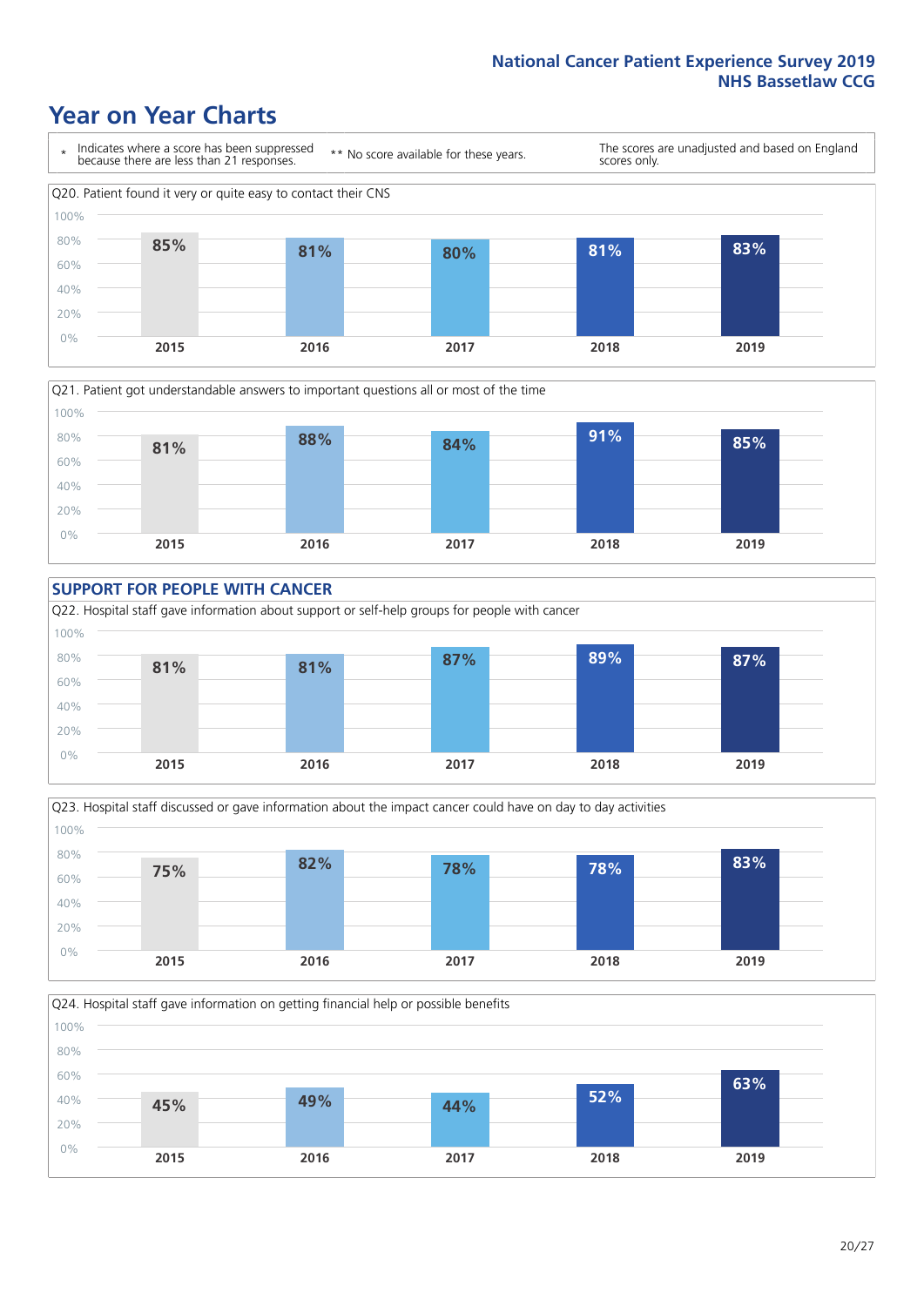# Year on Year Charts

\* Indicates where a score has been suppressed because there are less than 21 responses. ** No score available for these years. The scores are unadjusted and based on England scores only.

Q20. Patient found it very or quite easy to contact their CNS

| 2015 | 2016 | 2017 | 2018 | 2019 |
|---|---|---|---|---|
| 85% | 81% | 80% | 81% | 83% |

Q21. Patient got understandable answers to important questions all or most of the time

| 2015 | 2016 | 2017 | 2018 | 2019 |
|---|---|---|---|---|
| 81% | 88% | 84% | 91% | 85% |

## SUPPORT FOR PEOPLE WITH CANCER

Q22. Hospital staff gave information about support or self-help groups for people with cancer

| 2015 | 2016 | 2017 | 2018 | 2019 |
|---|---|---|---|---|
| 81% | 81% | 87% | 89% | 87% |

Q23. Hospital staff discussed or gave information about the impact cancer could have on day to day activities

| 2015 | 2016 | 2017 | 2018 | 2019 |
|---|---|---|---|---|
| 75% | 82% | 78% | 78% | 83% |

Q24. Hospital staff gave information on getting financial help or possible benefits

| 2015 | 2016 | 2017 | 2018 | 2019 |
|---|---|---|---|---|
| 45% | 49% | 44% | 52% | 63% |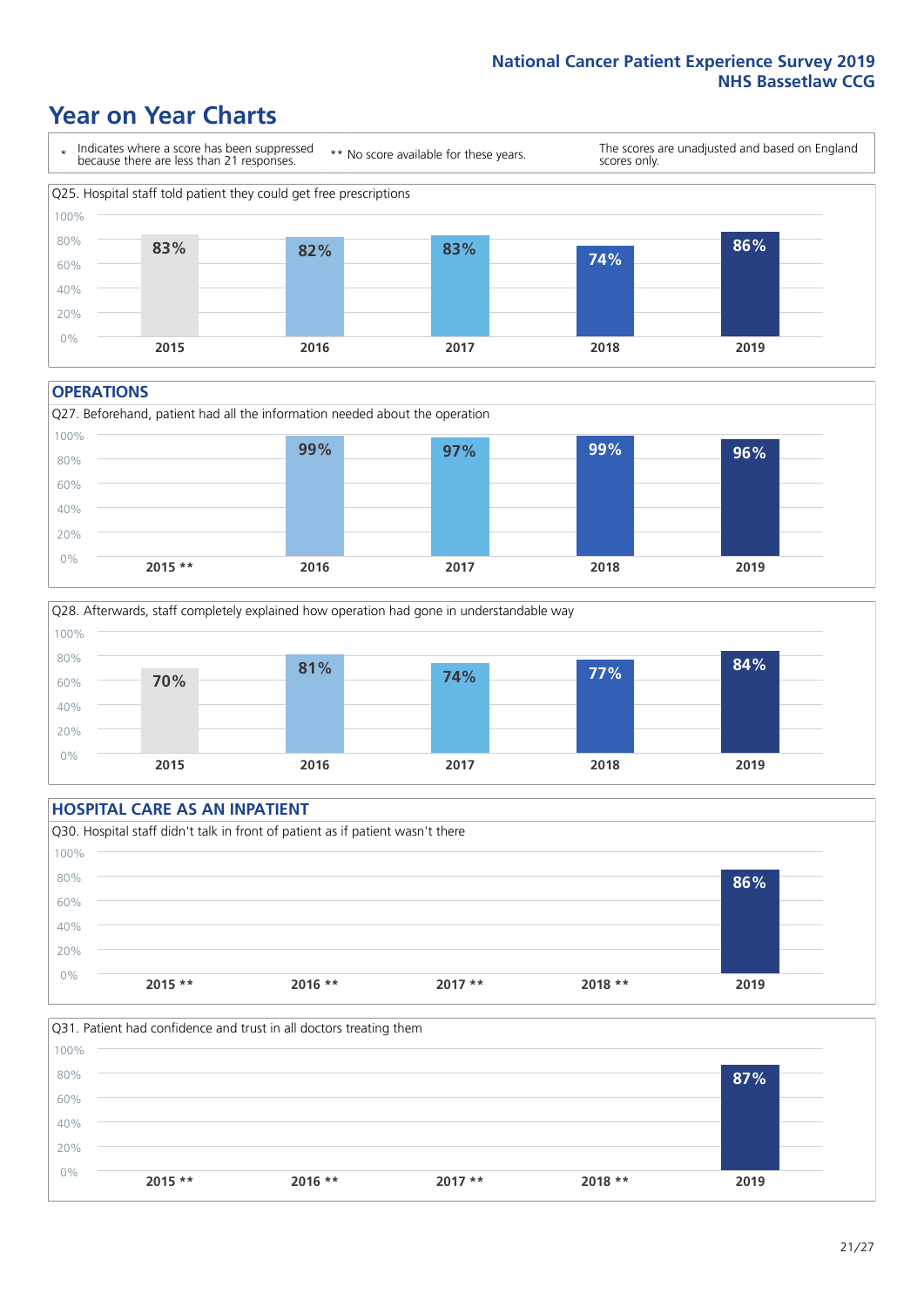# Year on Year Charts

\* Indicates where a score has been suppressed because there are less than 21 responses.

** No score available for these years.

The scores are unadjusted and based on England scores only.

Q25. Hospital staff told patient they could get free prescriptions

| 2015 | 2016 | 2017 | 2018 | 2019 |
|---|---|---|---|---|
| 83% | 82% | 83% | 74% | 86% |

## OPERATIONS

Q27. Beforehand, patient had all the information needed about the operation

| 2015 ** | 2016 | 2017 | 2018 | 2019 |
|---|---|---|---|---|
| | 99% | 97% | 99% | 96% |

Q28. Afterwards, staff completely explained how operation had gone in understandable way

| 2015 | 2016 | 2017 | 2018 | 2019 |
|---|---|---|---|---|
| 70% | 81% | 74% | 77% | 84% |

## HOSPITAL CARE AS AN INPATIENT

Q30. Hospital staff didn't talk in front of patient as if patient wasn't there

| 2015 ** | 2016 ** | 2017 ** | 2018 ** | 2019 |
|---|---|---|---|---|
| | | | | 86% |

Q31. Patient had confidence and trust in all doctors treating them

| 2015 ** | 2016 ** | 2017 ** | 2018 ** | 2019 |
|---|---|---|---|---|
| | | | | 87% |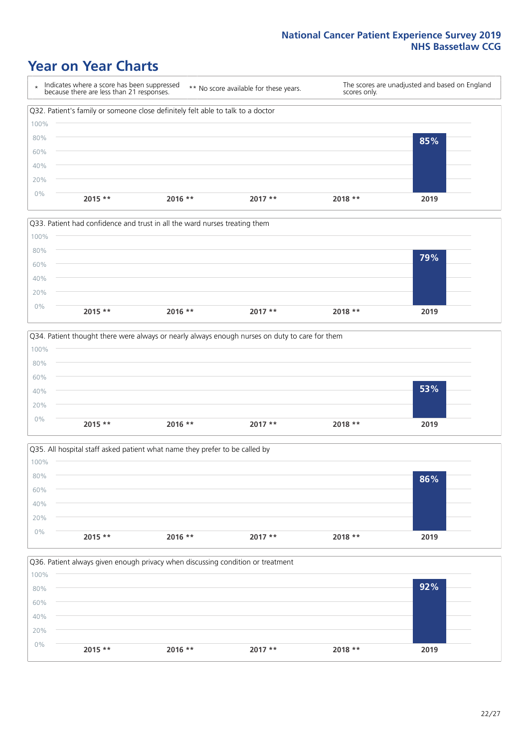# Year on Year Charts

\* Indicates where a score has been suppressed because there are less than 21 responses.

** No score available for these years.

The scores are unadjusted and based on England scores only.

Q32. Patient's family or someone close definitely felt able to talk to a doctor

| 2015 ** | 2016 ** | 2017 ** | 2018 ** | 2019 |
|---|---|---|---|---|
| | | | | 85% |

Q33. Patient had confidence and trust in all the ward nurses treating them

| 2015 ** | 2016 ** | 2017 ** | 2018 ** | 2019 |
|---|---|---|---|---|
| | | | | 79% |

Q34. Patient thought there were always or nearly always enough nurses on duty to care for them

| 2015 ** | 2016 ** | 2017 ** | 2018 ** | 2019 |
|---|---|---|---|---|
| | | | | 53% |

Q35. All hospital staff asked patient what name they prefer to be called by

| 2015 ** | 2016 ** | 2017 ** | 2018 ** | 2019 |
|---|---|---|---|---|
| | | | | 86% |

Q36. Patient always given enough privacy when discussing condition or treatment

| 2015 ** | 2016 ** | 2017 ** | 2018 ** | 2019 |
|---|---|---|---|---|
| | | | | 92% |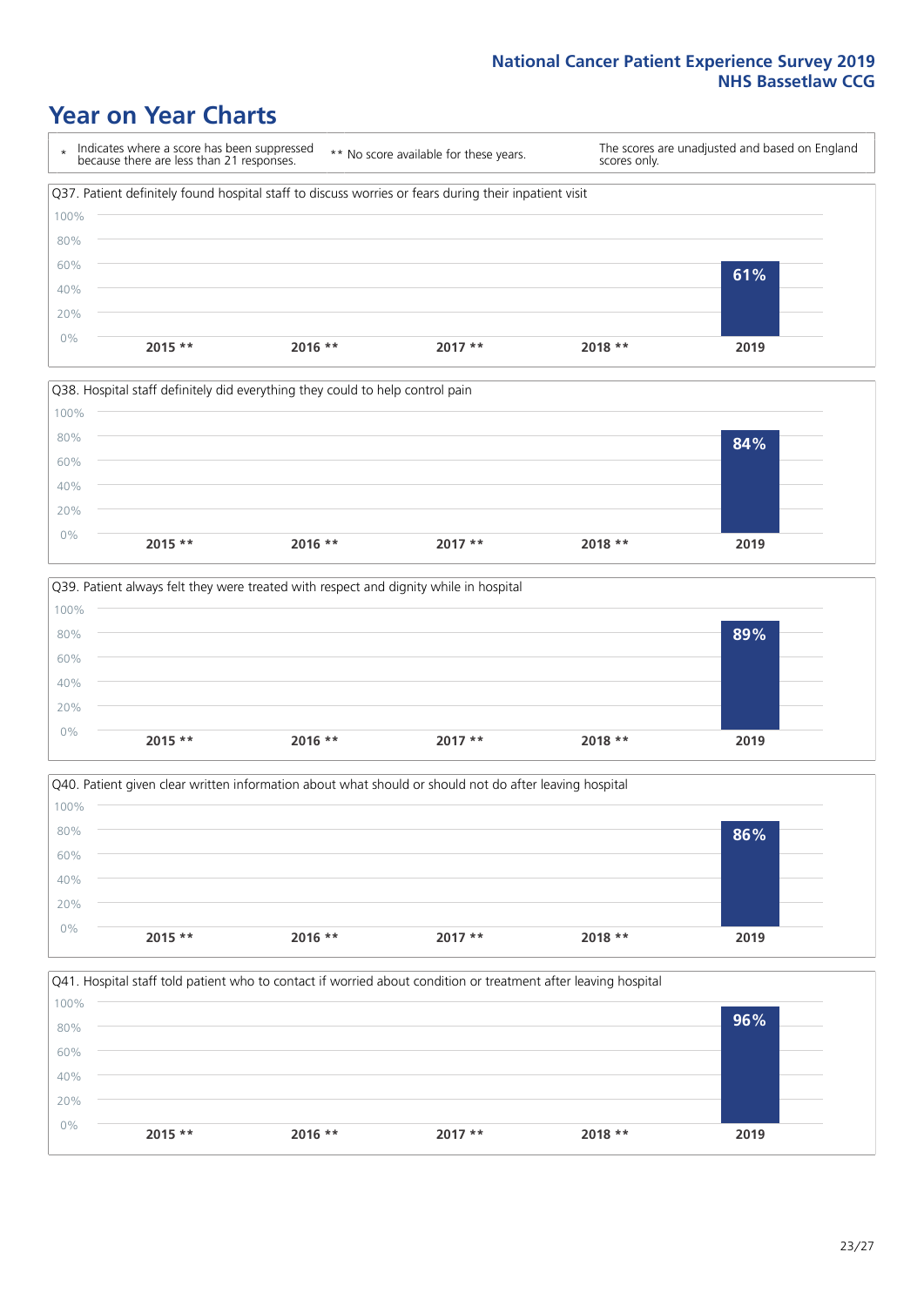# Year on Year Charts

\* Indicates where a score has been suppressed because there are less than 21 responses.

** No score available for these years.

The scores are unadjusted and based on England scores only.

Q37. Patient definitely found hospital staff to discuss worries or fears during their inpatient visit

| 2015 ** | 2016 ** | 2017 ** | 2018 ** | 2019 |
|---|---|---|---|---|
| | | | | 61% |

Q38. Hospital staff definitely did everything they could to help control pain

| 2015 ** | 2016 ** | 2017 ** | 2018 ** | 2019 |
|---|---|---|---|---|
| | | | | 84% |

Q39. Patient always felt they were treated with respect and dignity while in hospital

| 2015 ** | 2016 ** | 2017 ** | 2018 ** | 2019 |
|---|---|---|---|---|
| | | | | 89% |

Q40. Patient given clear written information about what should or should not do after leaving hospital

| 2015 ** | 2016 ** | 2017 ** | 2018 ** | 2019 |
|---|---|---|---|---|
| | | | | 86% |

Q41. Hospital staff told patient who to contact if worried about condition or treatment after leaving hospital

| 2015 ** | 2016 ** | 2017 ** | 2018 ** | 2019 |
|---|---|---|---|---|
| | | | | 96% |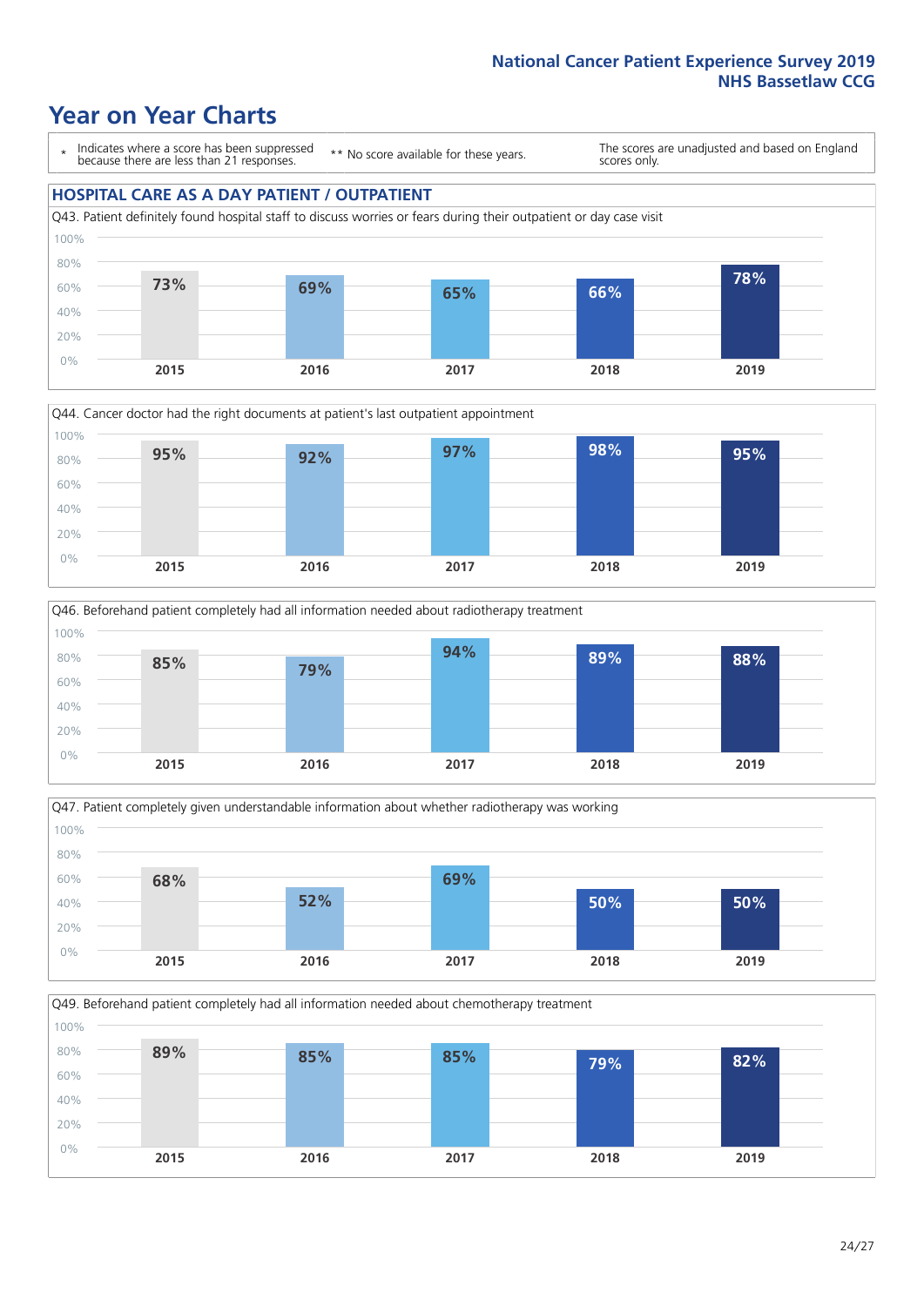# Year on Year Charts

\* Indicates where a score has been suppressed because there are less than 21 responses.

\*\* No score available for these years.

The scores are unadjusted and based on England scores only.

## HOSPITAL CARE AS A DAY PATIENT / OUTPATIENT

Q43. Patient definitely found hospital staff to discuss worries or fears during their outpatient or day case visit

| 2015 | 2016 | 2017 | 2018 | 2019 |
|---|---|---|---|---|
| 73% | 69% | 65% | 66% | 78% |

Q44. Cancer doctor had the right documents at patient's last outpatient appointment

| 2015 | 2016 | 2017 | 2018 | 2019 |
|---|---|---|---|---|
| 95% | 92% | 97% | 98% | 95% |

Q46. Beforehand patient completely had all information needed about radiotherapy treatment

| 2015 | 2016 | 2017 | 2018 | 2019 |
|---|---|---|---|---|
| 85% | 79% | 94% | 89% | 88% |

Q47. Patient completely given understandable information about whether radiotherapy was working

| 2015 | 2016 | 2017 | 2018 | 2019 |
|---|---|---|---|---|
| 68% | 52% | 69% | 50% | 50% |

Q49. Beforehand patient completely had all information needed about chemotherapy treatment

| 2015 | 2016 | 2017 | 2018 | 2019 |
|---|---|---|---|---|
| 89% | 85% | 85% | 79% | 82% |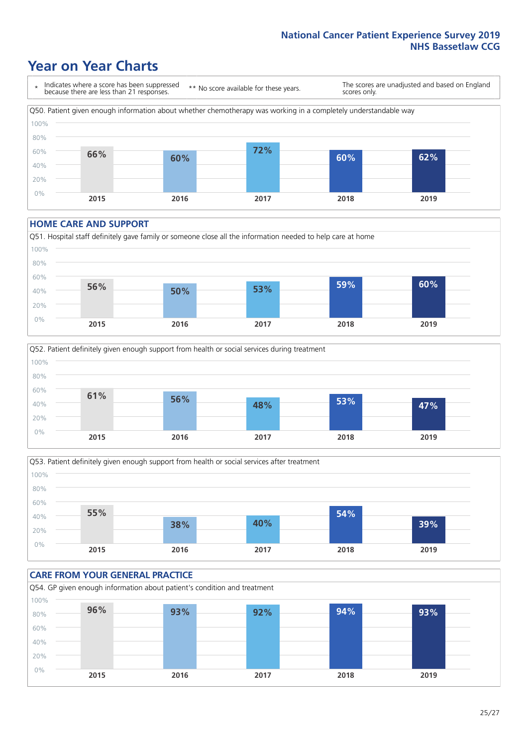# Year on Year Charts

\* Indicates where a score has been suppressed because there are less than 21 responses.

\*\* No score available for these years.

The scores are unadjusted and based on England scores only.

Q50. Patient given enough information about whether chemotherapy was working in a completely understandable way

| 2015 | 2016 | 2017 | 2018 | 2019 |
|---|---|---|---|---|
| 66% | 60% | 72% | 60% | 62% |

## HOME CARE AND SUPPORT

Q51. Hospital staff definitely gave family or someone close all the information needed to help care at home

| 2015 | 2016 | 2017 | 2018 | 2019 |
|---|---|---|---|---|
| 56% | 50% | 53% | 59% | 60% |

Q52. Patient definitely given enough support from health or social services during treatment

| 2015 | 2016 | 2017 | 2018 | 2019 |
|---|---|---|---|---|
| 61% | 56% | 48% | 53% | 47% |

Q53. Patient definitely given enough support from health or social services after treatment

| 2015 | 2016 | 2017 | 2018 | 2019 |
|---|---|---|---|---|
| 55% | 38% | 40% | 54% | 39% |

## CARE FROM YOUR GENERAL PRACTICE

Q54. GP given enough information about patient's condition and treatment

| 2015 | 2016 | 2017 | 2018 | 2019 |
|---|---|---|---|---|
| 96% | 93% | 92% | 94% | 93% |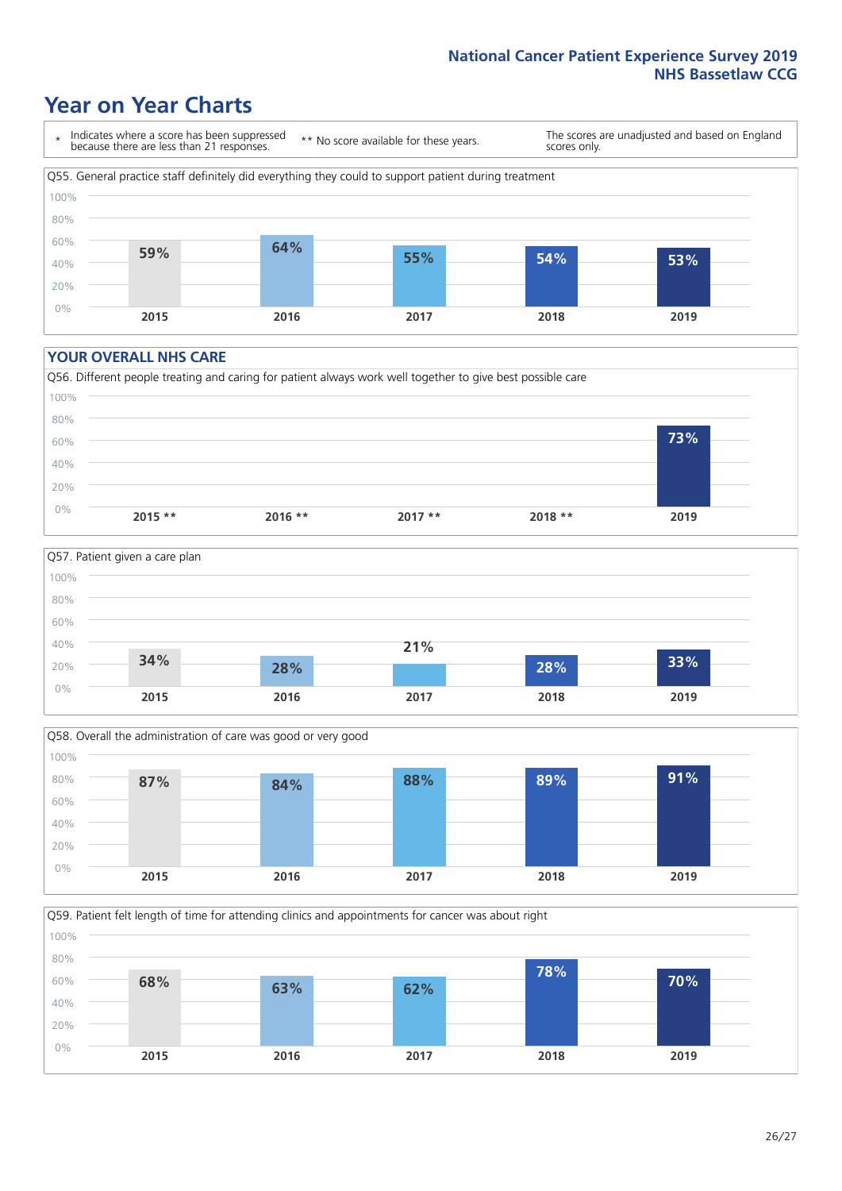National Cancer Patient Experience Survey 2019
NHS Bassetlaw CCG

# Year on Year Charts

\* Indicates where a score has been suppressed because there are less than 21 responses. ** No score available for these years. The scores are unadjusted and based on England scores only.

Q55. General practice staff definitely did everything they could to support patient during treatment

| 2015 | 2016 | 2017 | 2018 | 2019 |
|---|---|---|---|---|
| 59% | 64% | 55% | 54% | 53% |

## YOUR OVERALL NHS CARE

Q56. Different people treating and caring for patient always work well together to give best possible care

| 2015 ** | 2016 ** | 2017 ** | 2018 ** | 2019 |
|---|---|---|---|---|
| | | | | 73% |

Q57. Patient given a care plan

| 2015 | 2016 | 2017 | 2018 | 2019 |
|---|---|---|---|---|
| 34% | 28% | 21% | 28% | 33% |

Q58. Overall the administration of care was good or very good

| 2015 | 2016 | 2017 | 2018 | 2019 |
|---|---|---|---|---|
| 87% | 84% | 88% | 89% | 91% |

Q59. Patient felt length of time for attending clinics and appointments for cancer was about right

| 2015 | 2016 | 2017 | 2018 | 2019 |
|---|---|---|---|---|
| 68% | 63% | 62% | 78% | 70% |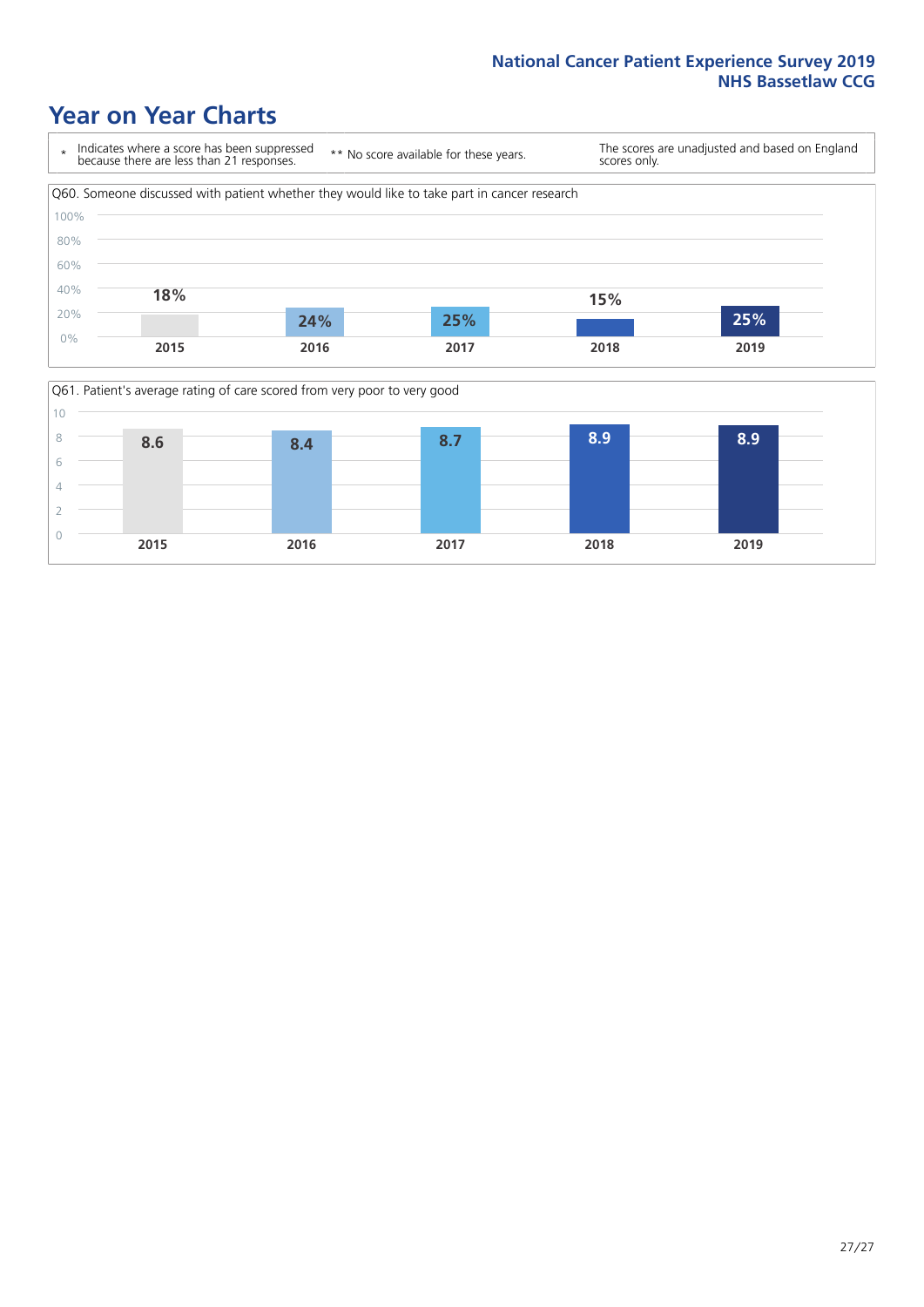# Year on Year Charts

\* Indicates where a score has been suppressed because there are less than 21 responses.

** No score available for these years.

The scores are unadjusted and based on England scores only.

Q60. Someone discussed with patient whether they would like to take part in cancer research

100%
80%
60%
40%
20%
0%

18%
2015

24%
2016

25%
2017

15%
2018

25%
2019

Q61. Patient's average rating of care scored from very poor to very good

10
8
6
4
2
0

8.6
2015

8.4
2016

8.7
2017

8.9
2018

8.9
2019